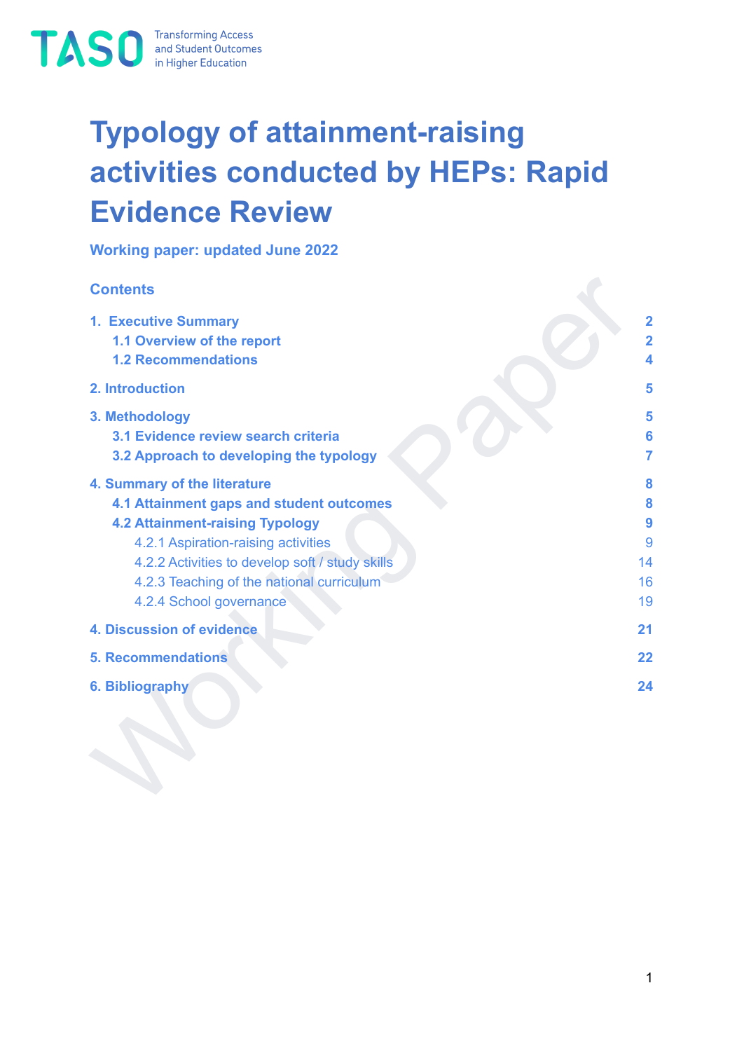TASO Transforming Access and Student Outcomes in Higher Education

# Typology of attainment-raising activities conducted by HEPs: Rapid Evidence Review

**Working paper: updated June 2022**

## Contents

| | |
|---|---|
| **1. Executive Summary** | **2** |
| **1.1 Overview of the report** | **2** |
| **1.2 Recommendations** | **4** |
| **2. Introduction** | **5** |
| **3. Methodology** | **5** |
| **3.1 Evidence review search criteria** | **6** |
| **3.2 Approach to developing the typology** | **7** |
| **4. Summary of the literature** | **8** |
| **4.1 Attainment gaps and student outcomes** | **8** |
| **4.2 Attainment-raising Typology** | **9** |
| 4.2.1 Aspiration-raising activities | 9 |
| 4.2.2 Activities to develop soft / study skills | 14 |
| 4.2.3 Teaching of the national curriculum | 16 |
| 4.2.4 School governance | 19 |
| **4. Discussion of evidence** | **21** |
| **5. Recommendations** | **22** |
| **6. Bibliography** | **24** |

Working Paper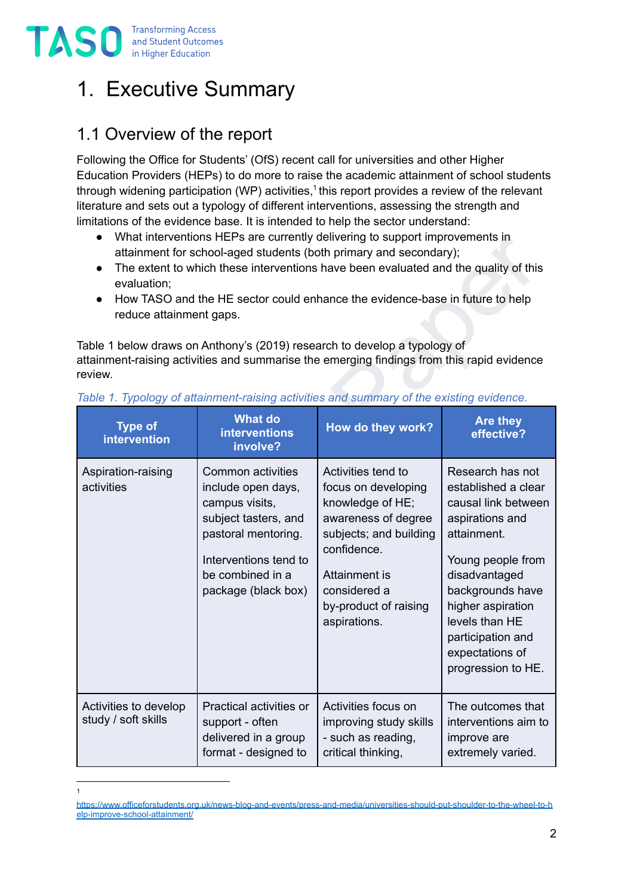# 1. Executive Summary

## 1.1 Overview of the report

Following the Office for Students' (OfS) recent call for universities and other Higher Education Providers (HEPs) to do more to raise the academic attainment of school students through widening participation (WP) activities,[1] this report provides a review of the relevant literature and sets out a typology of different interventions, assessing the strength and limitations of the evidence base. It is intended to help the sector understand:

- What interventions HEPs are currently delivering to support improvements in attainment for school-aged students (both primary and secondary);
- The extent to which these interventions have been evaluated and the quality of this evaluation;
- How TASO and the HE sector could enhance the evidence-base in future to help reduce attainment gaps.

Table 1 below draws on Anthony's (2019) research to develop a typology of attainment-raising activities and summarise the emerging findings from this rapid evidence review.

*Table 1. Typology of attainment-raising activities and summary of the existing evidence.*

| Type of intervention | What do interventions involve? | How do they work? | Are they effective? |
|---|---|---|---|
| Aspiration-raising activities | Common activities include open days, campus visits, subject tasters, and pastoral mentoring.<br><br>Interventions tend to be combined in a package (black box) | Activities tend to focus on developing knowledge of HE; awareness of degree subjects; and building confidence.<br><br>Attainment is considered a by-product of raising aspirations. | Research has not established a clear causal link between aspirations and attainment.<br><br>Young people from disadvantaged backgrounds have higher aspiration levels than HE participation and expectations of progression to HE. |
| Activities to develop study / soft skills | Practical activities or support - often delivered in a group format - designed to | Activities focus on improving study skills - such as reading, critical thinking, | The outcomes that interventions aim to improve are extremely varied. |

[1] https://www.officeforstudents.org.uk/news-blog-and-events/press-and-media/universities-should-put-shoulder-to-the-wheel-to-help-improve-school-attainment/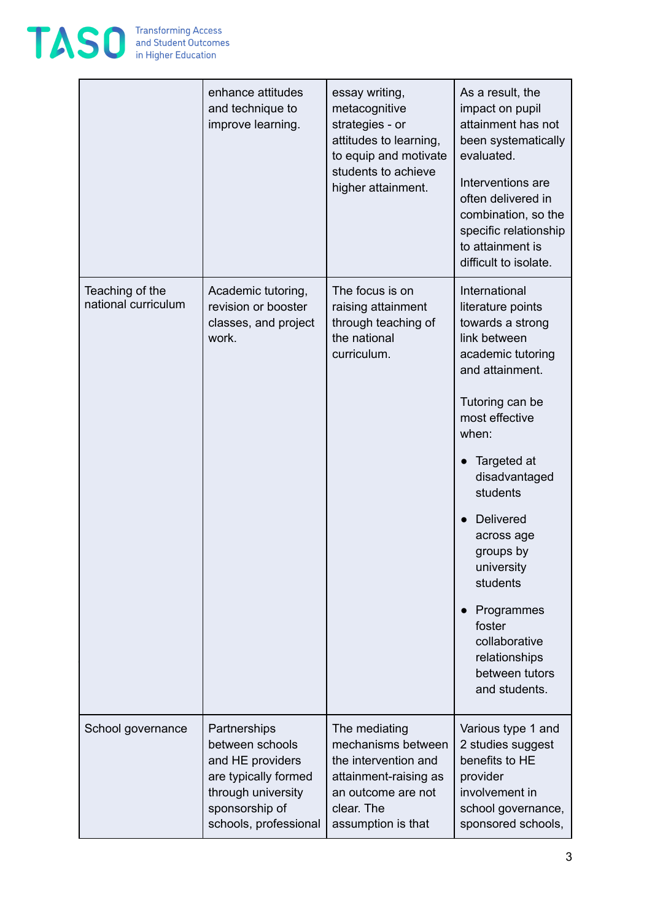| | | | |
|---|---|---|---|
| | enhance attitudes and technique to improve learning. | essay writing, metacognitive strategies - or attitudes to learning, to equip and motivate students to achieve higher attainment. | As a result, the impact on pupil attainment has not been systematically evaluated.<br><br>Interventions are often delivered in combination, so the specific relationship to attainment is difficult to isolate. |
| Teaching of the national curriculum | Academic tutoring, revision or booster classes, and project work. | The focus is on raising attainment through teaching of the national curriculum. | International literature points towards a strong link between academic tutoring and attainment.<br><br>Tutoring can be most effective when:<br><br>● Targeted at disadvantaged students<br><br>● Delivered across age groups by university students<br><br>● Programmes foster collaborative relationships between tutors and students. |
| School governance | Partnerships between schools and HE providers are typically formed through university sponsorship of schools, professional | The mediating mechanisms between the intervention and attainment-raising as an outcome are not clear. The assumption is that | Various type 1 and 2 studies suggest benefits to HE provider involvement in school governance, sponsored schools, |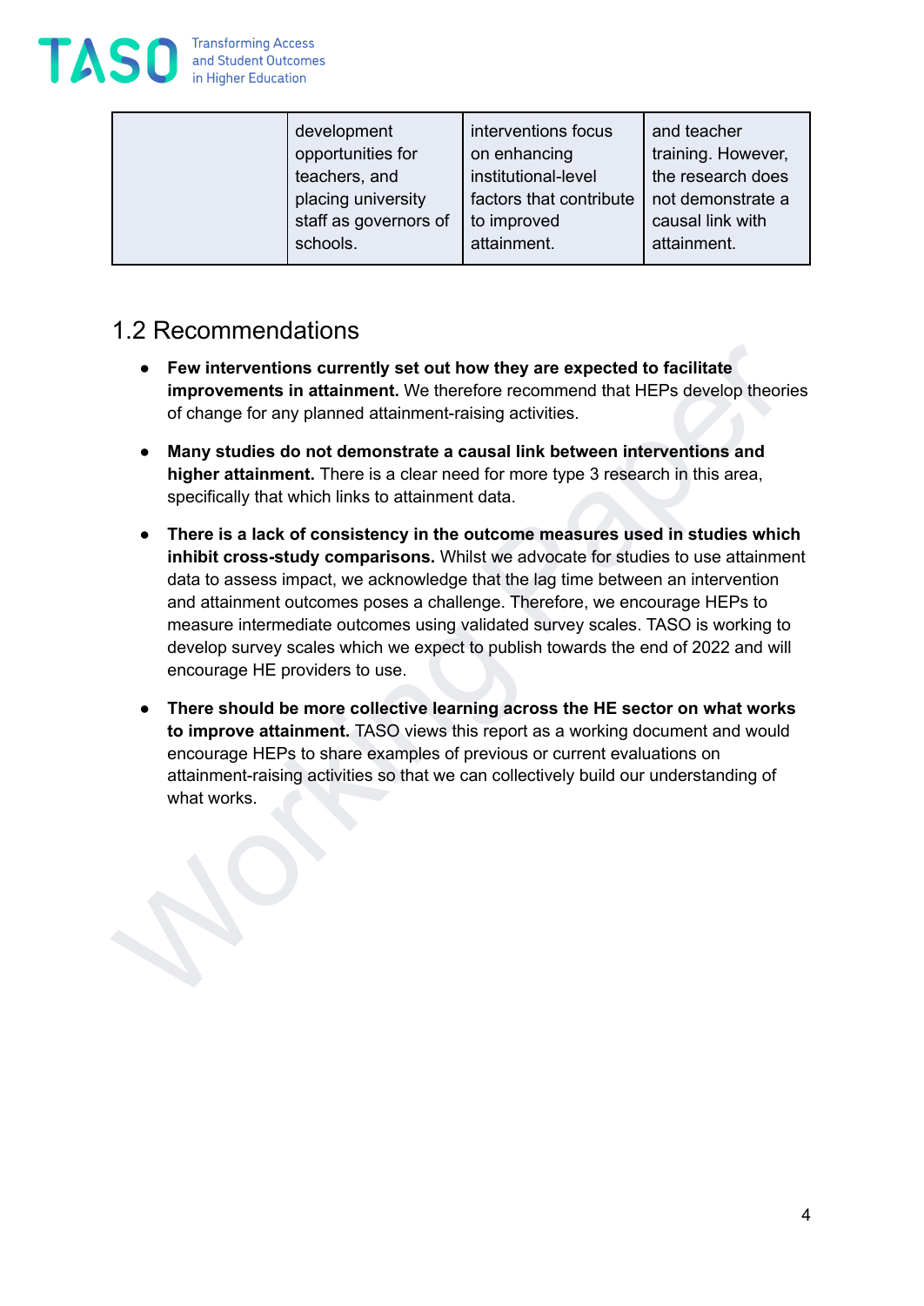|  | development opportunities for teachers, and placing university staff as governors of schools. | interventions focus on enhancing institutional-level factors that contribute to improved attainment. | and teacher training. However, the research does not demonstrate a causal link with attainment. |
|---|---|---|---|

## 1.2 Recommendations

- **Few interventions currently set out how they are expected to facilitate improvements in attainment.** We therefore recommend that HEPs develop theories of change for any planned attainment-raising activities.
- **Many studies do not demonstrate a causal link between interventions and higher attainment.** There is a clear need for more type 3 research in this area, specifically that which links to attainment data.
- **There is a lack of consistency in the outcome measures used in studies which inhibit cross-study comparisons.** Whilst we advocate for studies to use attainment data to assess impact, we acknowledge that the lag time between an intervention and attainment outcomes poses a challenge. Therefore, we encourage HEPs to measure intermediate outcomes using validated survey scales. TASO is working to develop survey scales which we expect to publish towards the end of 2022 and will encourage HE providers to use.
- **There should be more collective learning across the HE sector on what works to improve attainment.** TASO views this report as a working document and would encourage HEPs to share examples of previous or current evaluations on attainment-raising activities so that we can collectively build our understanding of what works.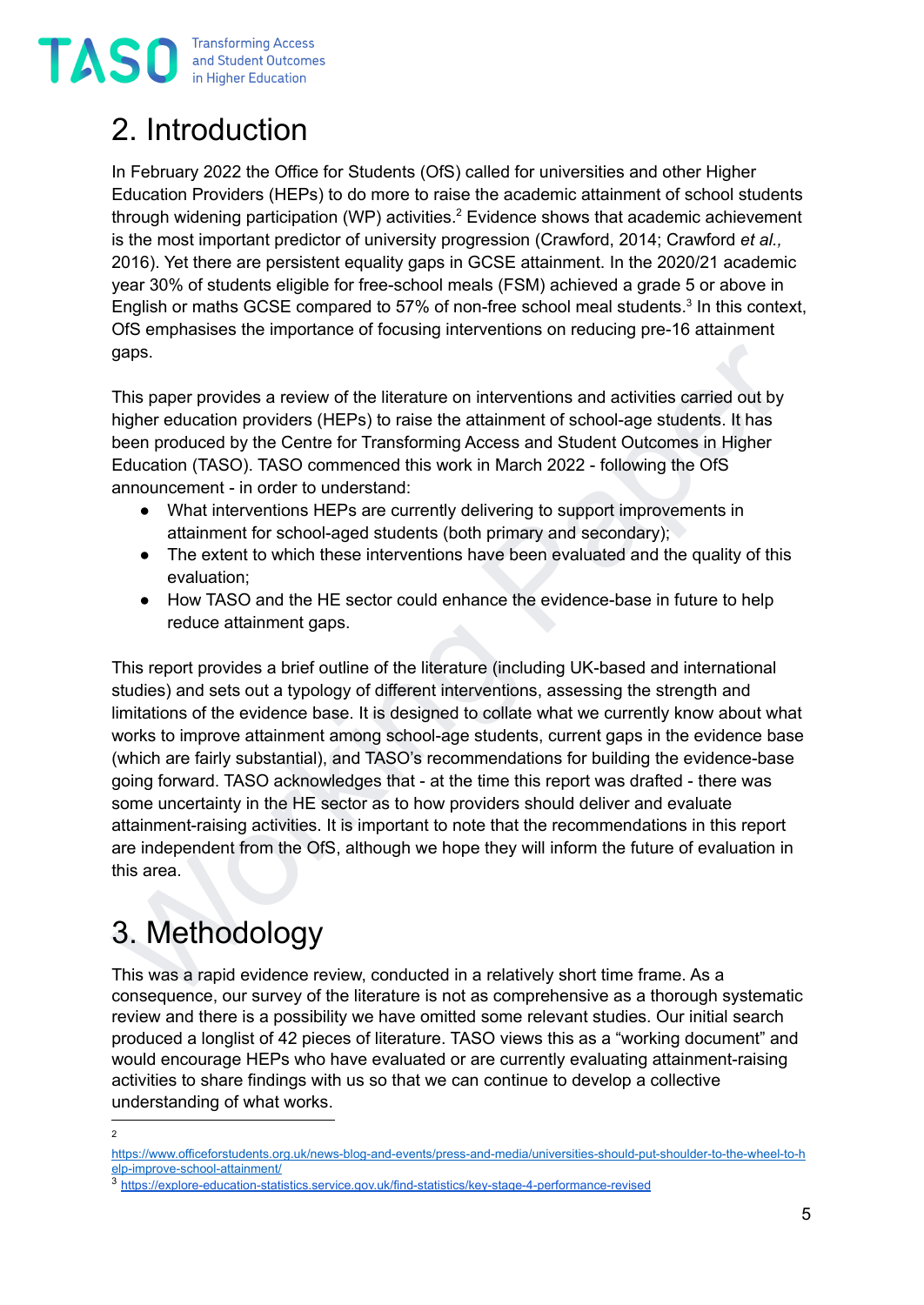## 2. Introduction

In February 2022 the Office for Students (OfS) called for universities and other Higher Education Providers (HEPs) to do more to raise the academic attainment of school students through widening participation (WP) activities.[2] Evidence shows that academic achievement is the most important predictor of university progression (Crawford, 2014; Crawford *et al.,* 2016). Yet there are persistent equality gaps in GCSE attainment. In the 2020/21 academic year 30% of students eligible for free-school meals (FSM) achieved a grade 5 or above in English or maths GCSE compared to 57% of non-free school meal students.[3] In this context, OfS emphasises the importance of focusing interventions on reducing pre-16 attainment gaps.

This paper provides a review of the literature on interventions and activities carried out by higher education providers (HEPs) to raise the attainment of school-age students. It has been produced by the Centre for Transforming Access and Student Outcomes in Higher Education (TASO). TASO commenced this work in March 2022 - following the OfS announcement - in order to understand:

- What interventions HEPs are currently delivering to support improvements in attainment for school-aged students (both primary and secondary);
- The extent to which these interventions have been evaluated and the quality of this evaluation;
- How TASO and the HE sector could enhance the evidence-base in future to help reduce attainment gaps.

This report provides a brief outline of the literature (including UK-based and international studies) and sets out a typology of different interventions, assessing the strength and limitations of the evidence base. It is designed to collate what we currently know about what works to improve attainment among school-age students, current gaps in the evidence base (which are fairly substantial), and TASO's recommendations for building the evidence-base going forward. TASO acknowledges that - at the time this report was drafted - there was some uncertainty in the HE sector as to how providers should deliver and evaluate attainment-raising activities. It is important to note that the recommendations in this report are independent from the OfS, although we hope they will inform the future of evaluation in this area.

## 3. Methodology

This was a rapid evidence review, conducted in a relatively short time frame. As a consequence, our survey of the literature is not as comprehensive as a thorough systematic review and there is a possibility we have omitted some relevant studies. Our initial search produced a longlist of 42 pieces of literature. TASO views this as a "working document" and would encourage HEPs who have evaluated or are currently evaluating attainment-raising activities to share findings with us so that we can continue to develop a collective understanding of what works.

---

[2] https://www.officeforstudents.org.uk/news-blog-and-events/press-and-media/universities-should-put-shoulder-to-the-wheel-to-help-improve-school-attainment/

[3] https://explore-education-statistics.service.gov.uk/find-statistics/key-stage-4-performance-revised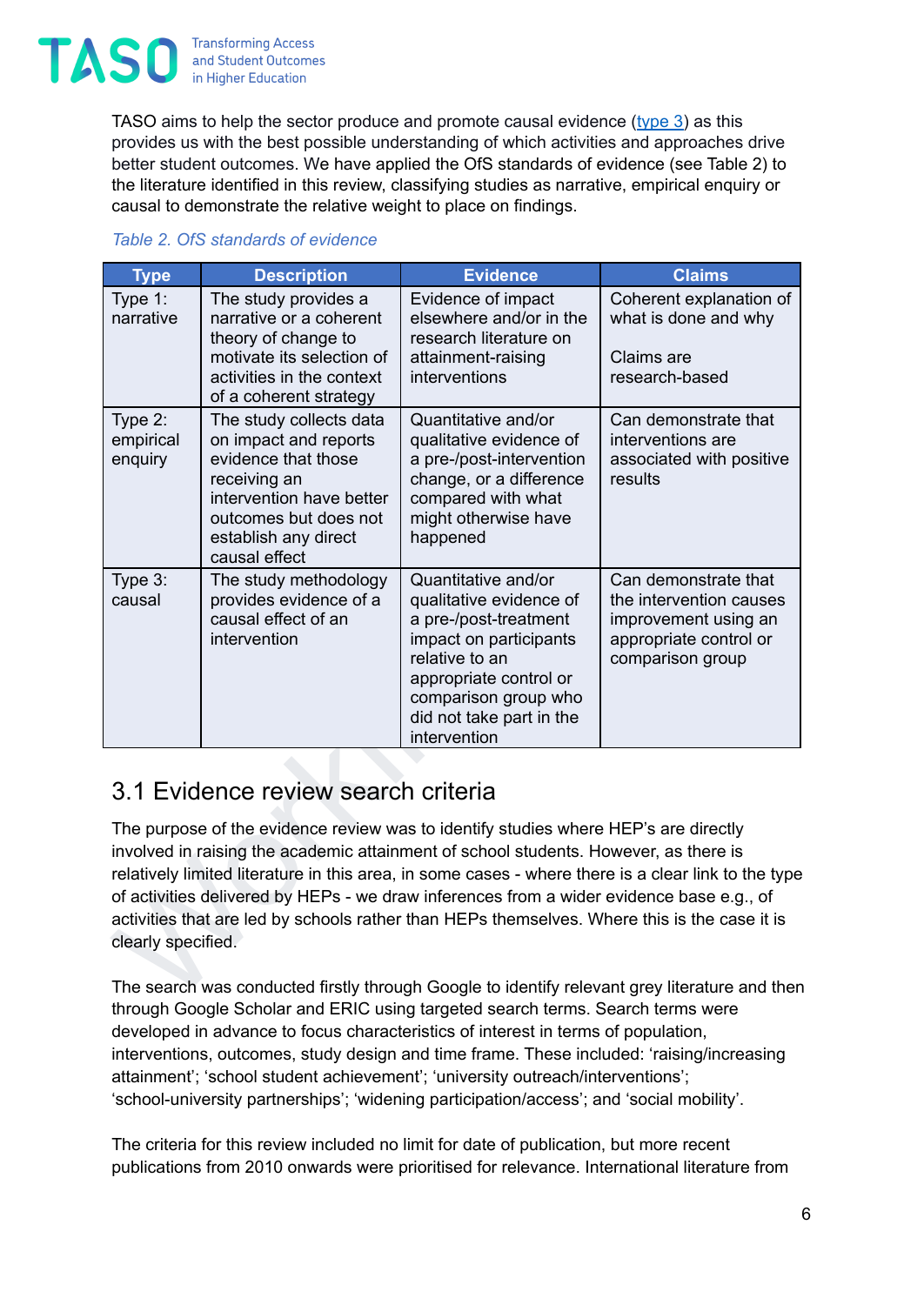TASO aims to help the sector produce and promote causal evidence (type 3) as this provides us with the best possible understanding of which activities and approaches drive better student outcomes. We have applied the OfS standards of evidence (see Table 2) to the literature identified in this review, classifying studies as narrative, empirical enquiry or causal to demonstrate the relative weight to place on findings.

*Table 2. OfS standards of evidence*

| Type | Description | Evidence | Claims |
|---|---|---|---|
| Type 1: narrative | The study provides a narrative or a coherent theory of change to motivate its selection of activities in the context of a coherent strategy | Evidence of impact elsewhere and/or in the research literature on attainment-raising interventions | Coherent explanation of what is done and why<br><br>Claims are research-based |
| Type 2: empirical enquiry | The study collects data on impact and reports evidence that those receiving an intervention have better outcomes but does not establish any direct causal effect | Quantitative and/or qualitative evidence of a pre-/post-intervention change, or a difference compared with what might otherwise have happened | Can demonstrate that interventions are associated with positive results |
| Type 3: causal | The study methodology provides evidence of a causal effect of an intervention | Quantitative and/or qualitative evidence of a pre-/post-treatment impact on participants relative to an appropriate control or comparison group who did not take part in the intervention | Can demonstrate that the intervention causes improvement using an appropriate control or comparison group |

## 3.1 Evidence review search criteria

The purpose of the evidence review was to identify studies where HEP's are directly involved in raising the academic attainment of school students. However, as there is relatively limited literature in this area, in some cases - where there is a clear link to the type of activities delivered by HEPs - we draw inferences from a wider evidence base e.g., of activities that are led by schools rather than HEPs themselves. Where this is the case it is clearly specified.

The search was conducted firstly through Google to identify relevant grey literature and then through Google Scholar and ERIC using targeted search terms. Search terms were developed in advance to focus characteristics of interest in terms of population, interventions, outcomes, study design and time frame. These included: 'raising/increasing attainment'; 'school student achievement'; 'university outreach/interventions'; 'school-university partnerships'; 'widening participation/access'; and 'social mobility'.

The criteria for this review included no limit for date of publication, but more recent publications from 2010 onwards were prioritised for relevance. International literature from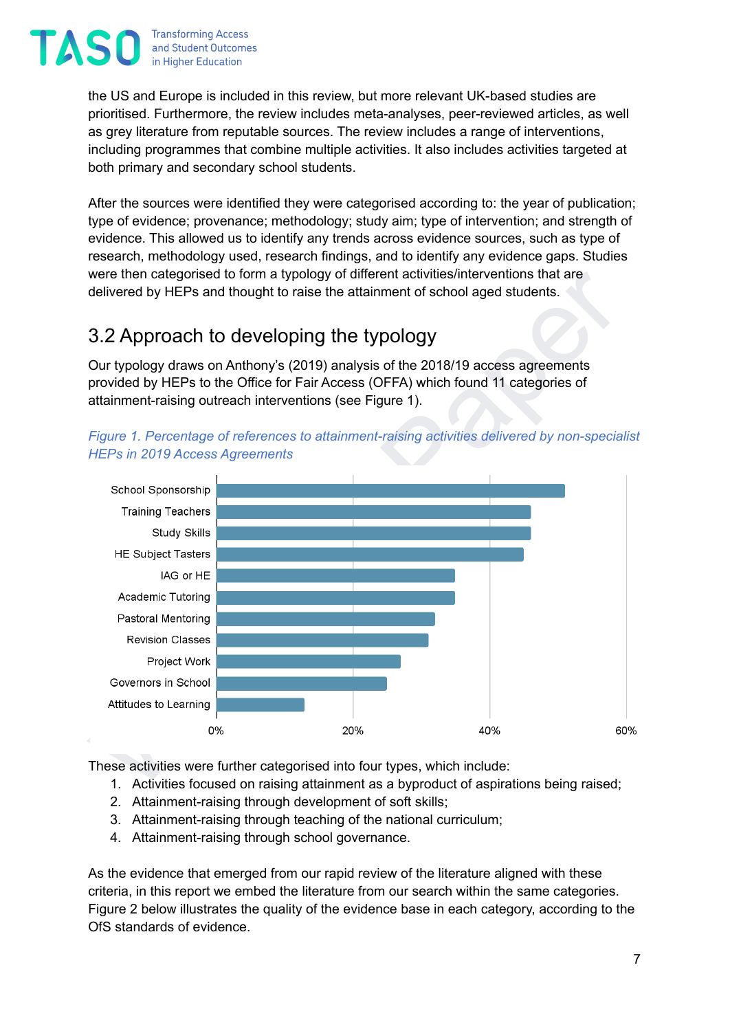the US and Europe is included in this review, but more relevant UK-based studies are prioritised. Furthermore, the review includes meta-analyses, peer-reviewed articles, as well as grey literature from reputable sources. The review includes a range of interventions, including programmes that combine multiple activities. It also includes activities targeted at both primary and secondary school students.

After the sources were identified they were categorised according to: the year of publication; type of evidence; provenance; methodology; study aim; type of intervention; and strength of evidence. This allowed us to identify any trends across evidence sources, such as type of research, methodology used, research findings, and to identify any evidence gaps. Studies were then categorised to form a typology of different activities/interventions that are delivered by HEPs and thought to raise the attainment of school aged students.

## 3.2 Approach to developing the typology

Our typology draws on Anthony's (2019) analysis of the 2018/19 access agreements provided by HEPs to the Office for Fair Access (OFFA) which found 11 categories of attainment-raising outreach interventions (see Figure 1).

*Figure 1. Percentage of references to attainment-raising activities delivered by non-specialist HEPs in 2019 Access Agreements*

These activities were further categorised into four types, which include:

1. Activities focused on raising attainment as a byproduct of aspirations being raised;
2. Attainment-raising through development of soft skills;
3. Attainment-raising through teaching of the national curriculum;
4. Attainment-raising through school governance.

As the evidence that emerged from our rapid review of the literature aligned with these criteria, in this report we embed the literature from our search within the same categories. Figure 2 below illustrates the quality of the evidence base in each category, according to the OfS standards of evidence.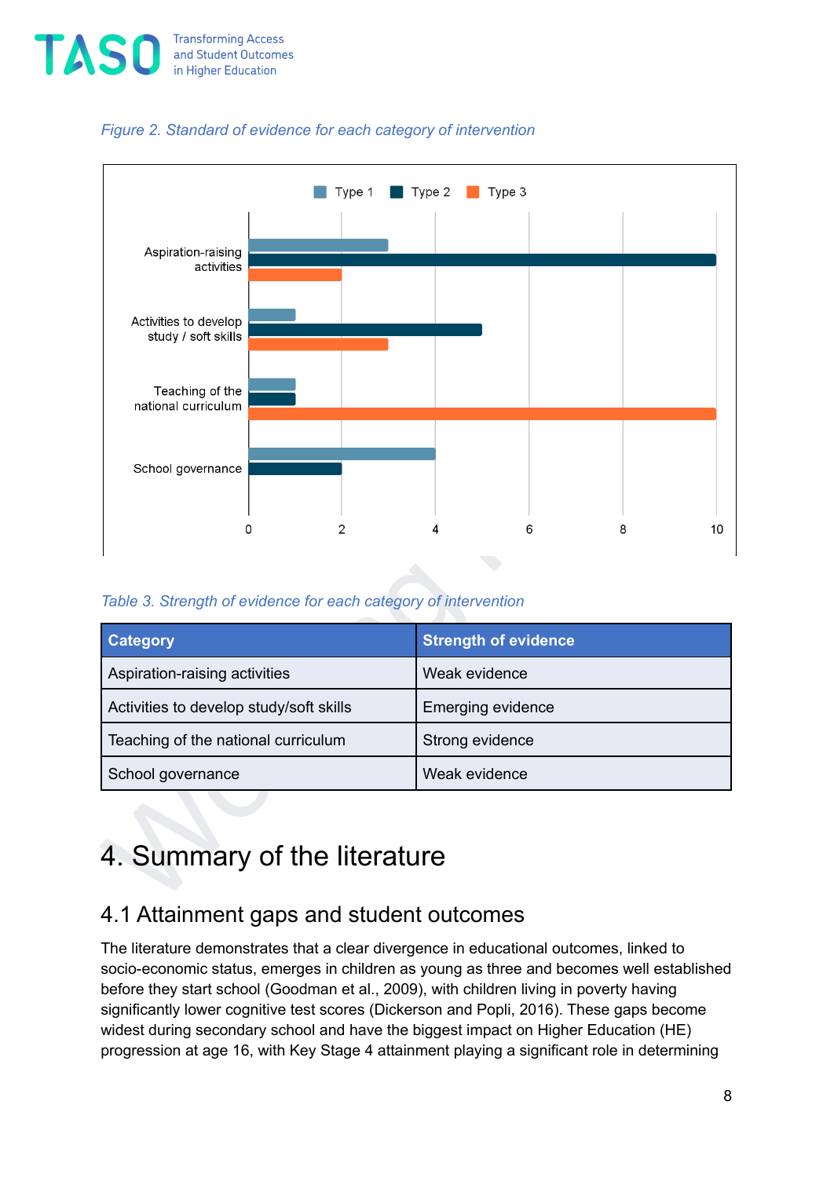*Figure 2. Standard of evidence for each category of intervention*

*Table 3. Strength of evidence for each category of intervention*

| Category | Strength of evidence |
| --- | --- |
| Aspiration-raising activities | Weak evidence |
| Activities to develop study/soft skills | Emerging evidence |
| Teaching of the national curriculum | Strong evidence |
| School governance | Weak evidence |

# 4. Summary of the literature

## 4.1 Attainment gaps and student outcomes

The literature demonstrates that a clear divergence in educational outcomes, linked to socio-economic status, emerges in children as young as three and becomes well established before they start school (Goodman et al., 2009), with children living in poverty having significantly lower cognitive test scores (Dickerson and Popli, 2016). These gaps become widest during secondary school and have the biggest impact on Higher Education (HE) progression at age 16, with Key Stage 4 attainment playing a significant role in determining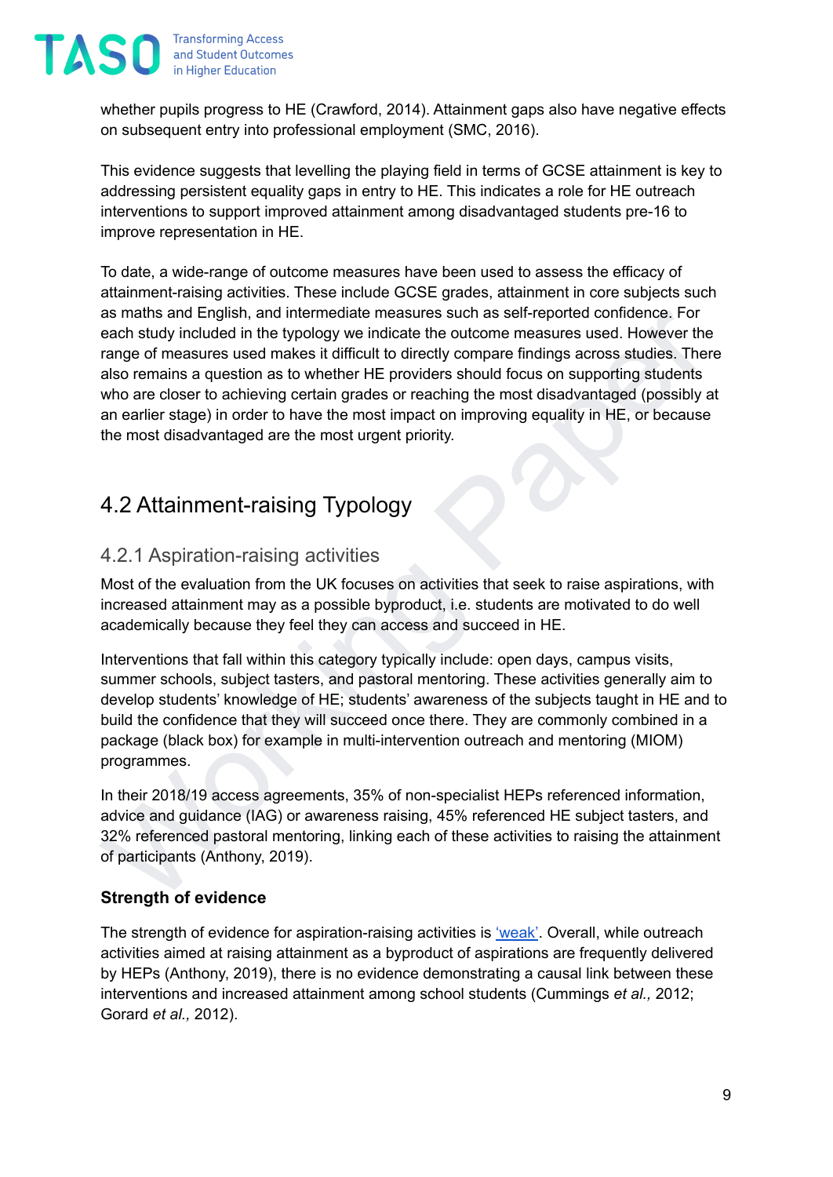whether pupils progress to HE (Crawford, 2014). Attainment gaps also have negative effects on subsequent entry into professional employment (SMC, 2016).

This evidence suggests that levelling the playing field in terms of GCSE attainment is key to addressing persistent equality gaps in entry to HE. This indicates a role for HE outreach interventions to support improved attainment among disadvantaged students pre-16 to improve representation in HE.

To date, a wide-range of outcome measures have been used to assess the efficacy of attainment-raising activities. These include GCSE grades, attainment in core subjects such as maths and English, and intermediate measures such as self-reported confidence. For each study included in the typology we indicate the outcome measures used. However the range of measures used makes it difficult to directly compare findings across studies. There also remains a question as to whether HE providers should focus on supporting students who are closer to achieving certain grades or reaching the most disadvantaged (possibly at an earlier stage) in order to have the most impact on improving equality in HE, or because the most disadvantaged are the most urgent priority.

## 4.2 Attainment-raising Typology

### 4.2.1 Aspiration-raising activities

Most of the evaluation from the UK focuses on activities that seek to raise aspirations, with increased attainment may as a possible byproduct, i.e. students are motivated to do well academically because they feel they can access and succeed in HE.

Interventions that fall within this category typically include: open days, campus visits, summer schools, subject tasters, and pastoral mentoring. These activities generally aim to develop students' knowledge of HE; students' awareness of the subjects taught in HE and to build the confidence that they will succeed once there. They are commonly combined in a package (black box) for example in multi-intervention outreach and mentoring (MIOM) programmes.

In their 2018/19 access agreements, 35% of non-specialist HEPs referenced information, advice and guidance (IAG) or awareness raising, 45% referenced HE subject tasters, and 32% referenced pastoral mentoring, linking each of these activities to raising the attainment of participants (Anthony, 2019).

**Strength of evidence**

The strength of evidence for aspiration-raising activities is 'weak'. Overall, while outreach activities aimed at raising attainment as a byproduct of aspirations are frequently delivered by HEPs (Anthony, 2019), there is no evidence demonstrating a causal link between these interventions and increased attainment among school students (Cummings *et al.,* 2012; Gorard *et al.,* 2012).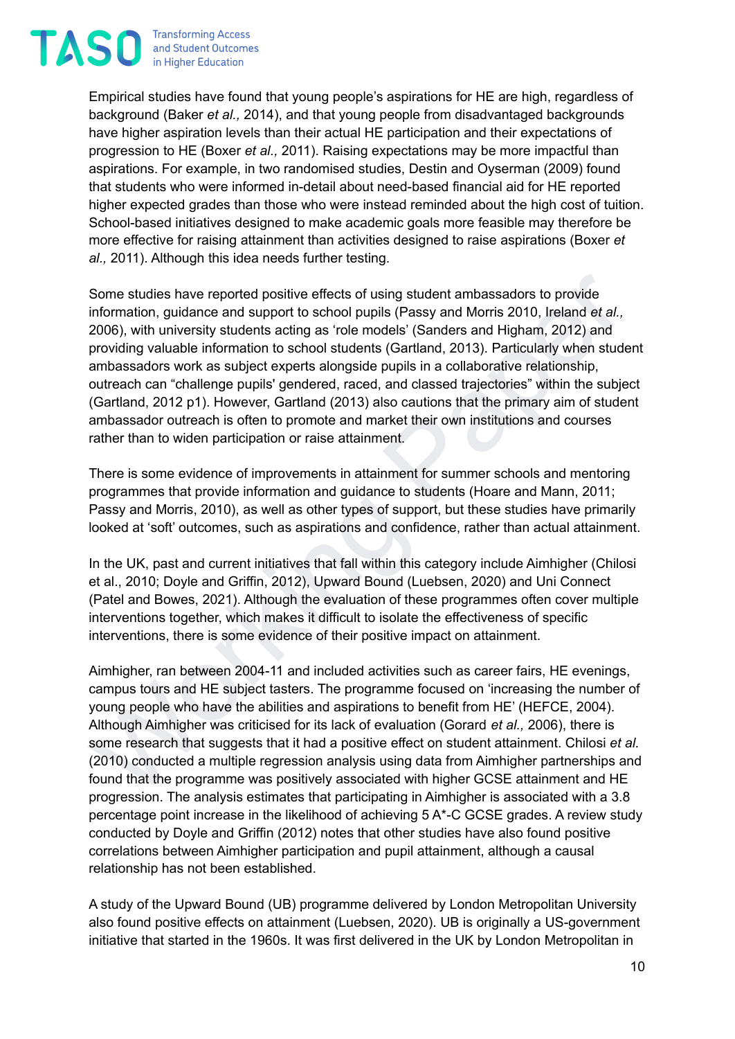Empirical studies have found that young people's aspirations for HE are high, regardless of background (Baker *et al.,* 2014), and that young people from disadvantaged backgrounds have higher aspiration levels than their actual HE participation and their expectations of progression to HE (Boxer *et al.,* 2011). Raising expectations may be more impactful than aspirations. For example, in two randomised studies, Destin and Oyserman (2009) found that students who were informed in-detail about need-based financial aid for HE reported higher expected grades than those who were instead reminded about the high cost of tuition. School-based initiatives designed to make academic goals more feasible may therefore be more effective for raising attainment than activities designed to raise aspirations (Boxer *et al.,* 2011). Although this idea needs further testing.

Some studies have reported positive effects of using student ambassadors to provide information, guidance and support to school pupils (Passy and Morris 2010, Ireland *et al.,* 2006), with university students acting as 'role models' (Sanders and Higham, 2012) and providing valuable information to school students (Gartland, 2013). Particularly when student ambassadors work as subject experts alongside pupils in a collaborative relationship, outreach can "challenge pupils' gendered, raced, and classed trajectories" within the subject (Gartland, 2012 p1). However, Gartland (2013) also cautions that the primary aim of student ambassador outreach is often to promote and market their own institutions and courses rather than to widen participation or raise attainment.

There is some evidence of improvements in attainment for summer schools and mentoring programmes that provide information and guidance to students (Hoare and Mann, 2011; Passy and Morris, 2010), as well as other types of support, but these studies have primarily looked at 'soft' outcomes, such as aspirations and confidence, rather than actual attainment.

In the UK, past and current initiatives that fall within this category include Aimhigher (Chilosi et al., 2010; Doyle and Griffin, 2012), Upward Bound (Luebsen, 2020) and Uni Connect (Patel and Bowes, 2021). Although the evaluation of these programmes often cover multiple interventions together, which makes it difficult to isolate the effectiveness of specific interventions, there is some evidence of their positive impact on attainment.

Aimhigher, ran between 2004-11 and included activities such as career fairs, HE evenings, campus tours and HE subject tasters. The programme focused on 'increasing the number of young people who have the abilities and aspirations to benefit from HE' (HEFCE, 2004). Although Aimhigher was criticised for its lack of evaluation (Gorard *et al.,* 2006), there is some research that suggests that it had a positive effect on student attainment. Chilosi *et al.* (2010) conducted a multiple regression analysis using data from Aimhigher partnerships and found that the programme was positively associated with higher GCSE attainment and HE progression. The analysis estimates that participating in Aimhigher is associated with a 3.8 percentage point increase in the likelihood of achieving 5 A*-C GCSE grades. A review study conducted by Doyle and Griffin (2012) notes that other studies have also found positive correlations between Aimhigher participation and pupil attainment, although a causal relationship has not been established.

A study of the Upward Bound (UB) programme delivered by London Metropolitan University also found positive effects on attainment (Luebsen, 2020). UB is originally a US-government initiative that started in the 1960s. It was first delivered in the UK by London Metropolitan in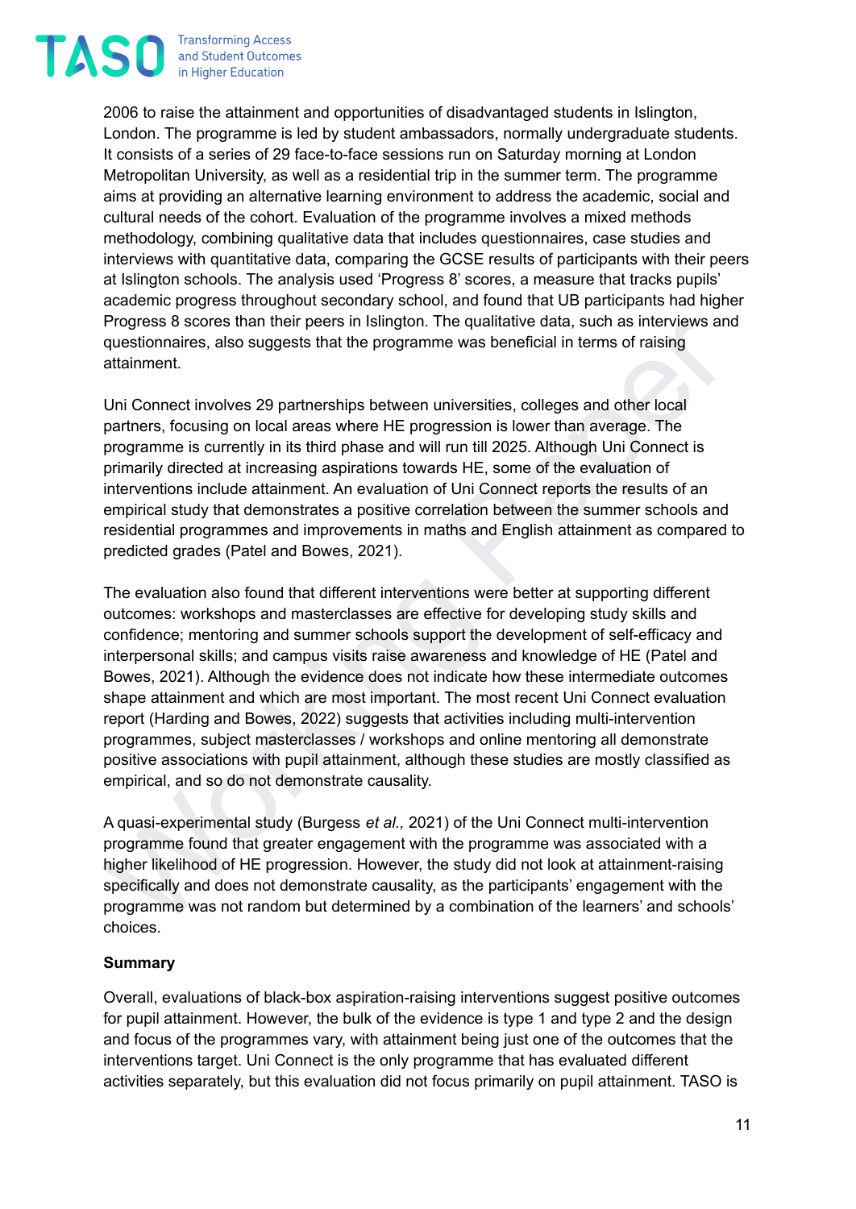2006 to raise the attainment and opportunities of disadvantaged students in Islington, London. The programme is led by student ambassadors, normally undergraduate students. It consists of a series of 29 face-to-face sessions run on Saturday morning at London Metropolitan University, as well as a residential trip in the summer term. The programme aims at providing an alternative learning environment to address the academic, social and cultural needs of the cohort. Evaluation of the programme involves a mixed methods methodology, combining qualitative data that includes questionnaires, case studies and interviews with quantitative data, comparing the GCSE results of participants with their peers at Islington schools. The analysis used 'Progress 8' scores, a measure that tracks pupils' academic progress throughout secondary school, and found that UB participants had higher Progress 8 scores than their peers in Islington. The qualitative data, such as interviews and questionnaires, also suggests that the programme was beneficial in terms of raising attainment.

Uni Connect involves 29 partnerships between universities, colleges and other local partners, focusing on local areas where HE progression is lower than average. The programme is currently in its third phase and will run till 2025. Although Uni Connect is primarily directed at increasing aspirations towards HE, some of the evaluation of interventions include attainment. An evaluation of Uni Connect reports the results of an empirical study that demonstrates a positive correlation between the summer schools and residential programmes and improvements in maths and English attainment as compared to predicted grades (Patel and Bowes, 2021).

The evaluation also found that different interventions were better at supporting different outcomes: workshops and masterclasses are effective for developing study skills and confidence; mentoring and summer schools support the development of self-efficacy and interpersonal skills; and campus visits raise awareness and knowledge of HE (Patel and Bowes, 2021). Although the evidence does not indicate how these intermediate outcomes shape attainment and which are most important. The most recent Uni Connect evaluation report (Harding and Bowes, 2022) suggests that activities including multi-intervention programmes, subject masterclasses / workshops and online mentoring all demonstrate positive associations with pupil attainment, although these studies are mostly classified as empirical, and so do not demonstrate causality.

A quasi-experimental study (Burgess *et al.,* 2021) of the Uni Connect multi-intervention programme found that greater engagement with the programme was associated with a higher likelihood of HE progression. However, the study did not look at attainment-raising specifically and does not demonstrate causality, as the participants' engagement with the programme was not random but determined by a combination of the learners' and schools' choices.

**Summary**

Overall, evaluations of black-box aspiration-raising interventions suggest positive outcomes for pupil attainment. However, the bulk of the evidence is type 1 and type 2 and the design and focus of the programmes vary, with attainment being just one of the outcomes that the interventions target. Uni Connect is the only programme that has evaluated different activities separately, but this evaluation did not focus primarily on pupil attainment. TASO is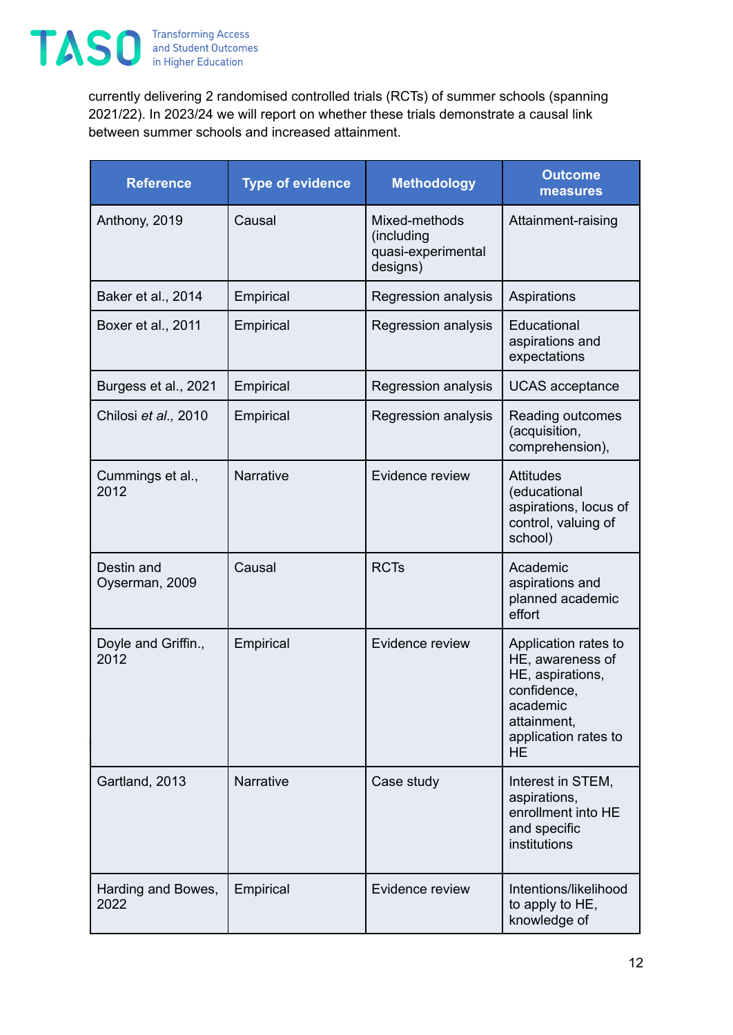currently delivering 2 randomised controlled trials (RCTs) of summer schools (spanning 2021/22). In 2023/24 we will report on whether these trials demonstrate a causal link between summer schools and increased attainment.

| Reference | Type of evidence | Methodology | Outcome measures |
|---|---|---|---|
| Anthony, 2019 | Causal | Mixed-methods (including quasi-experimental designs) | Attainment-raising |
| Baker et al., 2014 | Empirical | Regression analysis | Aspirations |
| Boxer et al., 2011 | Empirical | Regression analysis | Educational aspirations and expectations |
| Burgess et al., 2021 | Empirical | Regression analysis | UCAS acceptance |
| Chilosi *et al.,* 2010 | Empirical | Regression analysis | Reading outcomes (acquisition, comprehension), |
| Cummings et al., 2012 | Narrative | Evidence review | Attitudes (educational aspirations, locus of control, valuing of school) |
| Destin and Oyserman, 2009 | Causal | RCTs | Academic aspirations and planned academic effort |
| Doyle and Griffin., 2012 | Empirical | Evidence review | Application rates to HE, awareness of HE, aspirations, confidence, academic attainment, application rates to HE |
| Gartland, 2013 | Narrative | Case study | Interest in STEM, aspirations, enrollment into HE and specific institutions |
| Harding and Bowes, 2022 | Empirical | Evidence review | Intentions/likelihood to apply to HE, knowledge of |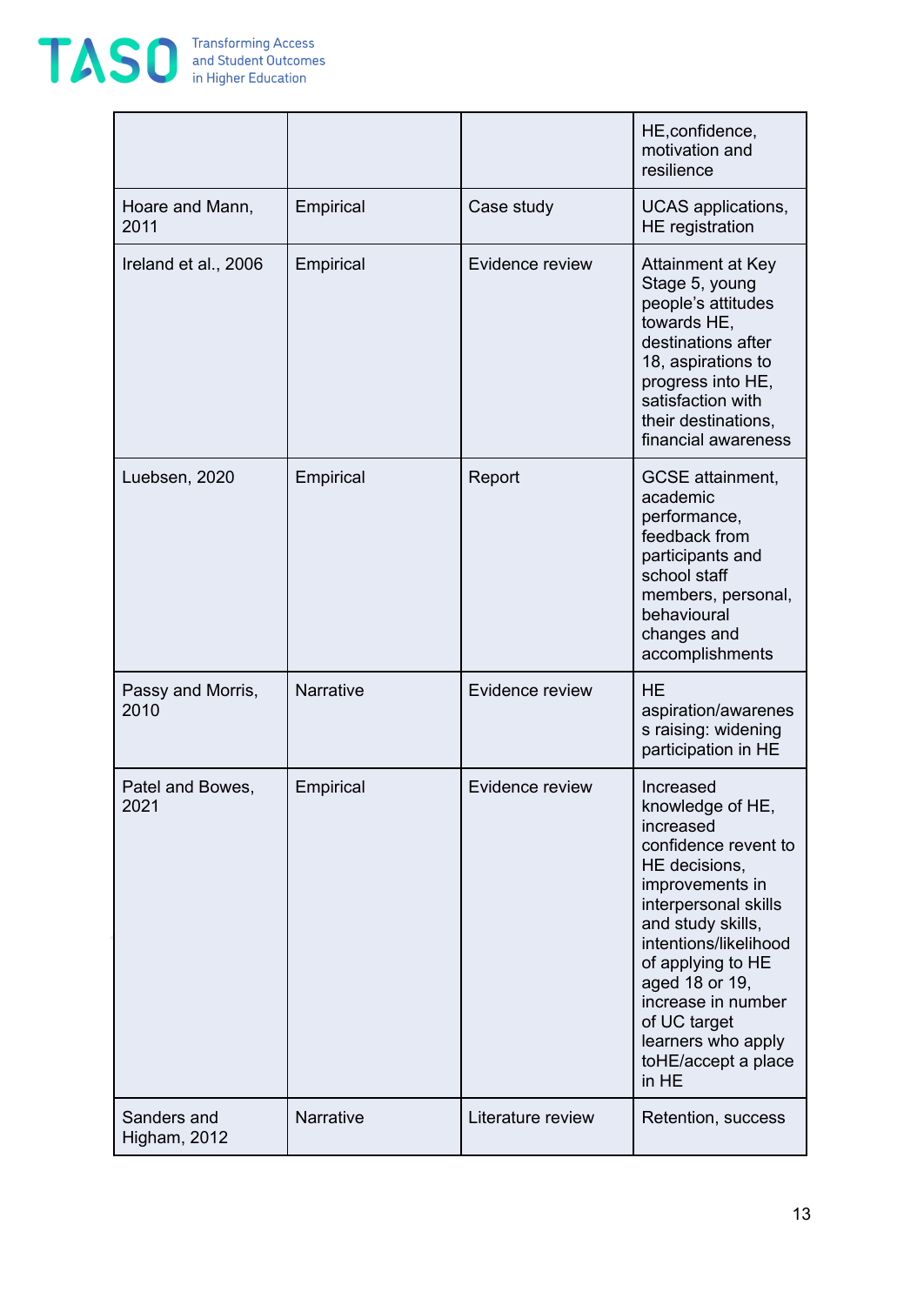| | | | HE,confidence, motivation and resilience |
|---|---|---|---|
| Hoare and Mann, 2011 | Empirical | Case study | UCAS applications, HE registration |
| Ireland et al., 2006 | Empirical | Evidence review | Attainment at Key Stage 5, young people's attitudes towards HE, destinations after 18, aspirations to progress into HE, satisfaction with their destinations, financial awareness |
| Luebsen, 2020 | Empirical | Report | GCSE attainment, academic performance, feedback from participants and school staff members, personal, behavioural changes and accomplishments |
| Passy and Morris, 2010 | Narrative | Evidence review | HE aspiration/awareness raising: widening participation in HE |
| Patel and Bowes, 2021 | Empirical | Evidence review | Increased knowledge of HE, increased confidence revent to HE decisions, improvements in interpersonal skills and study skills, intentions/likelihood of applying to HE aged 18 or 19, increase in number of UC target learners who apply toHE/accept a place in HE |
| Sanders and Higham, 2012 | Narrative | Literature review | Retention, success |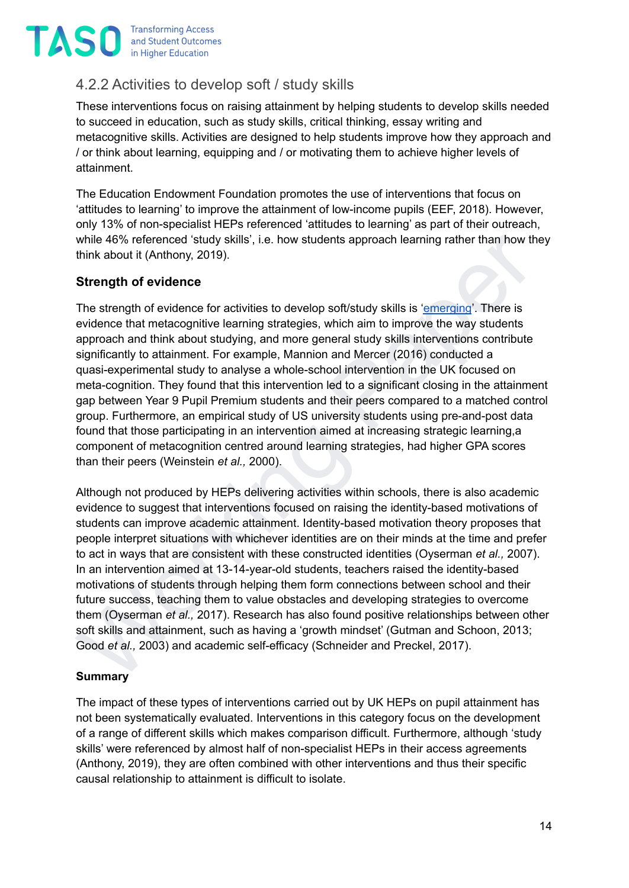### 4.2.2 Activities to develop soft / study skills

These interventions focus on raising attainment by helping students to develop skills needed to succeed in education, such as study skills, critical thinking, essay writing and metacognitive skills. Activities are designed to help students improve how they approach and / or think about learning, equipping and / or motivating them to achieve higher levels of attainment.

The Education Endowment Foundation promotes the use of interventions that focus on 'attitudes to learning' to improve the attainment of low-income pupils (EEF, 2018). However, only 13% of non-specialist HEPs referenced 'attitudes to learning' as part of their outreach, while 46% referenced 'study skills', i.e. how students approach learning rather than how they think about it (Anthony, 2019).

#### Strength of evidence

The strength of evidence for activities to develop soft/study skills is 'emerging'. There is evidence that metacognitive learning strategies, which aim to improve the way students approach and think about studying, and more general study skills interventions contribute significantly to attainment. For example, Mannion and Mercer (2016) conducted a quasi-experimental study to analyse a whole-school intervention in the UK focused on meta-cognition. They found that this intervention led to a significant closing in the attainment gap between Year 9 Pupil Premium students and their peers compared to a matched control group. Furthermore, an empirical study of US university students using pre-and-post data found that those participating in an intervention aimed at increasing strategic learning,a component of metacognition centred around learning strategies, had higher GPA scores than their peers (Weinstein *et al.,* 2000).

Although not produced by HEPs delivering activities within schools, there is also academic evidence to suggest that interventions focused on raising the identity-based motivations of students can improve academic attainment. Identity-based motivation theory proposes that people interpret situations with whichever identities are on their minds at the time and prefer to act in ways that are consistent with these constructed identities (Oyserman *et al.,* 2007). In an intervention aimed at 13-14-year-old students, teachers raised the identity-based motivations of students through helping them form connections between school and their future success, teaching them to value obstacles and developing strategies to overcome them (Oyserman *et al.,* 2017). Research has also found positive relationships between other soft skills and attainment, such as having a 'growth mindset' (Gutman and Schoon, 2013; Good *et al.,* 2003) and academic self-efficacy (Schneider and Preckel, 2017).

#### Summary

The impact of these types of interventions carried out by UK HEPs on pupil attainment has not been systematically evaluated. Interventions in this category focus on the development of a range of different skills which makes comparison difficult. Furthermore, although 'study skills' were referenced by almost half of non-specialist HEPs in their access agreements (Anthony, 2019), they are often combined with other interventions and thus their specific causal relationship to attainment is difficult to isolate.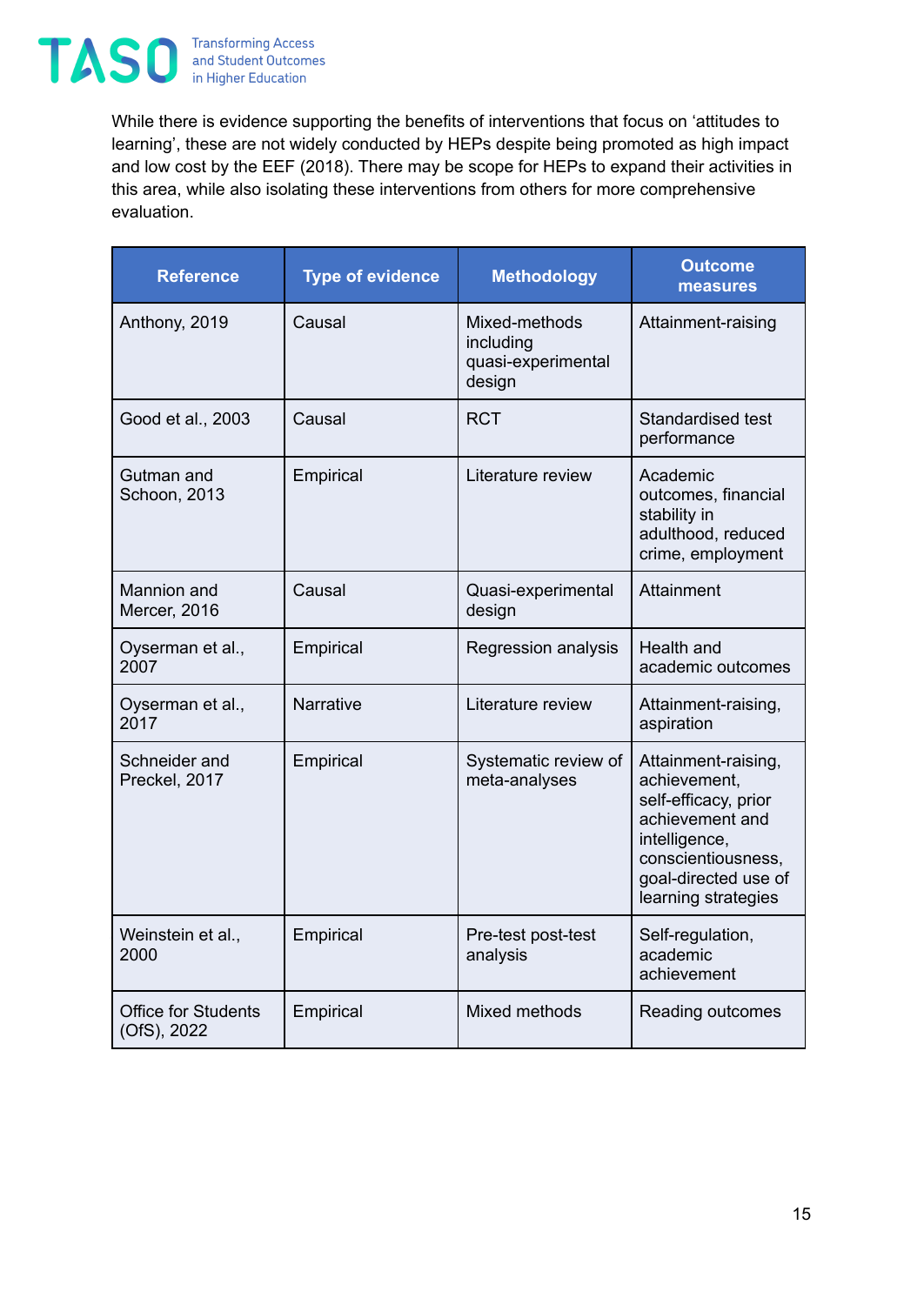While there is evidence supporting the benefits of interventions that focus on 'attitudes to learning', these are not widely conducted by HEPs despite being promoted as high impact and low cost by the EEF (2018). There may be scope for HEPs to expand their activities in this area, while also isolating these interventions from others for more comprehensive evaluation.

| Reference | Type of evidence | Methodology | Outcome measures |
|---|---|---|---|
| Anthony, 2019 | Causal | Mixed-methods including quasi-experimental design | Attainment-raising |
| Good et al., 2003 | Causal | RCT | Standardised test performance |
| Gutman and Schoon, 2013 | Empirical | Literature review | Academic outcomes, financial stability in adulthood, reduced crime, employment |
| Mannion and Mercer, 2016 | Causal | Quasi-experimental design | Attainment |
| Oyserman et al., 2007 | Empirical | Regression analysis | Health and academic outcomes |
| Oyserman et al., 2017 | Narrative | Literature review | Attainment-raising, aspiration |
| Schneider and Preckel, 2017 | Empirical | Systematic review of meta-analyses | Attainment-raising, achievement, self-efficacy, prior achievement and intelligence, conscientiousness, goal-directed use of learning strategies |
| Weinstein et al., 2000 | Empirical | Pre-test post-test analysis | Self-regulation, academic achievement |
| Office for Students (OfS), 2022 | Empirical | Mixed methods | Reading outcomes |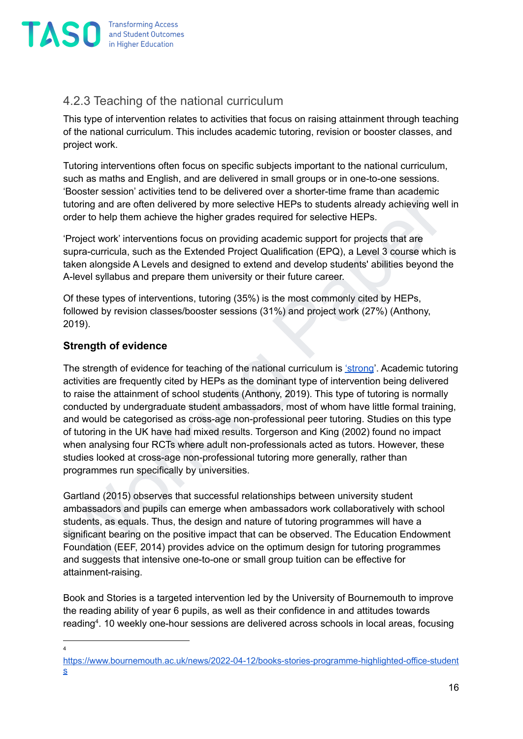### 4.2.3 Teaching of the national curriculum

This type of intervention relates to activities that focus on raising attainment through teaching of the national curriculum. This includes academic tutoring, revision or booster classes, and project work.

Tutoring interventions often focus on specific subjects important to the national curriculum, such as maths and English, and are delivered in small groups or in one-to-one sessions. 'Booster session' activities tend to be delivered over a shorter-time frame than academic tutoring and are often delivered by more selective HEPs to students already achieving well in order to help them achieve the higher grades required for selective HEPs.

'Project work' interventions focus on providing academic support for projects that are supra-curricula, such as the Extended Project Qualification (EPQ), a Level 3 course which is taken alongside A Levels and designed to extend and develop students' abilities beyond the A-level syllabus and prepare them university or their future career.

Of these types of interventions, tutoring (35%) is the most commonly cited by HEPs, followed by revision classes/booster sessions (31%) and project work (27%) (Anthony, 2019).

**Strength of evidence**

The strength of evidence for teaching of the national curriculum is 'strong'. Academic tutoring activities are frequently cited by HEPs as the dominant type of intervention being delivered to raise the attainment of school students (Anthony, 2019). This type of tutoring is normally conducted by undergraduate student ambassadors, most of whom have little formal training, and would be categorised as cross-age non-professional peer tutoring. Studies on this type of tutoring in the UK have had mixed results. Torgerson and King (2002) found no impact when analysing four RCTs where adult non-professionals acted as tutors. However, these studies looked at cross-age non-professional tutoring more generally, rather than programmes run specifically by universities.

Gartland (2015) observes that successful relationships between university student ambassadors and pupils can emerge when ambassadors work collaboratively with school students, as equals. Thus, the design and nature of tutoring programmes will have a significant bearing on the positive impact that can be observed. The Education Endowment Foundation (EEF, 2014) provides advice on the optimum design for tutoring programmes and suggests that intensive one-to-one or small group tuition can be effective for attainment-raising.

Book and Stories is a targeted intervention led by the University of Bournemouth to improve the reading ability of year 6 pupils, as well as their confidence in and attitudes towards reading[4]. 10 weekly one-hour sessions are delivered across schools in local areas, focusing

---

[4] https://www.bournemouth.ac.uk/news/2022-04-12/books-stories-programme-highlighted-office-students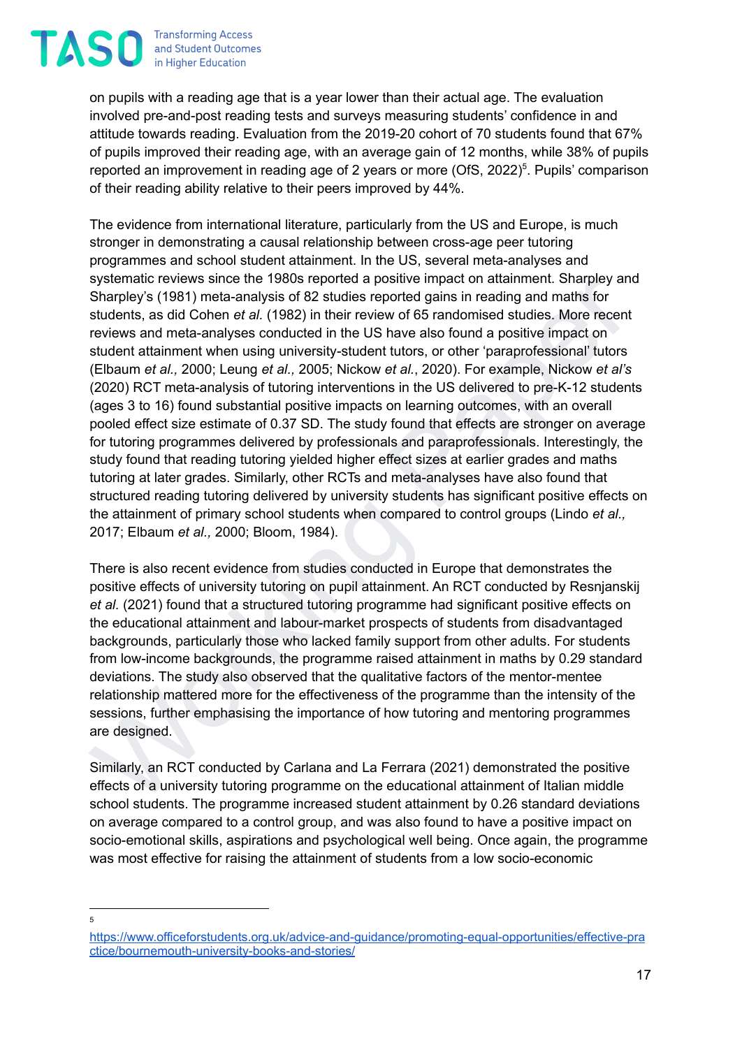on pupils with a reading age that is a year lower than their actual age. The evaluation involved pre-and-post reading tests and surveys measuring students' confidence in and attitude towards reading. Evaluation from the 2019-20 cohort of 70 students found that 67% of pupils improved their reading age, with an average gain of 12 months, while 38% of pupils reported an improvement in reading age of 2 years or more (OfS, 2022)[5]. Pupils' comparison of their reading ability relative to their peers improved by 44%.

The evidence from international literature, particularly from the US and Europe, is much stronger in demonstrating a causal relationship between cross-age peer tutoring programmes and school student attainment. In the US, several meta-analyses and systematic reviews since the 1980s reported a positive impact on attainment. Sharpley and Sharpley's (1981) meta-analysis of 82 studies reported gains in reading and maths for students, as did Cohen *et al.* (1982) in their review of 65 randomised studies. More recent reviews and meta-analyses conducted in the US have also found a positive impact on student attainment when using university-student tutors, or other 'paraprofessional' tutors (Elbaum *et al.,* 2000; Leung *et al.,* 2005; Nickow *et al.*, 2020). For example, Nickow *et al's* (2020) RCT meta-analysis of tutoring interventions in the US delivered to pre-K-12 students (ages 3 to 16) found substantial positive impacts on learning outcomes, with an overall pooled effect size estimate of 0.37 SD. The study found that effects are stronger on average for tutoring programmes delivered by professionals and paraprofessionals. Interestingly, the study found that reading tutoring yielded higher effect sizes at earlier grades and maths tutoring at later grades. Similarly, other RCTs and meta-analyses have also found that structured reading tutoring delivered by university students has significant positive effects on the attainment of primary school students when compared to control groups (Lindo *et al.,* 2017; Elbaum *et al.,* 2000; Bloom, 1984).

There is also recent evidence from studies conducted in Europe that demonstrates the positive effects of university tutoring on pupil attainment. An RCT conducted by Resnjanskij *et al.* (2021) found that a structured tutoring programme had significant positive effects on the educational attainment and labour-market prospects of students from disadvantaged backgrounds, particularly those who lacked family support from other adults. For students from low-income backgrounds, the programme raised attainment in maths by 0.29 standard deviations. The study also observed that the qualitative factors of the mentor-mentee relationship mattered more for the effectiveness of the programme than the intensity of the sessions, further emphasising the importance of how tutoring and mentoring programmes are designed.

Similarly, an RCT conducted by Carlana and La Ferrara (2021) demonstrated the positive effects of a university tutoring programme on the educational attainment of Italian middle school students. The programme increased student attainment by 0.26 standard deviations on average compared to a control group, and was also found to have a positive impact on socio-emotional skills, aspirations and psychological well being. Once again, the programme was most effective for raising the attainment of students from a low socio-economic

---

[5] https://www.officeforstudents.org.uk/advice-and-guidance/promoting-equal-opportunities/effective-practice/bournemouth-university-books-and-stories/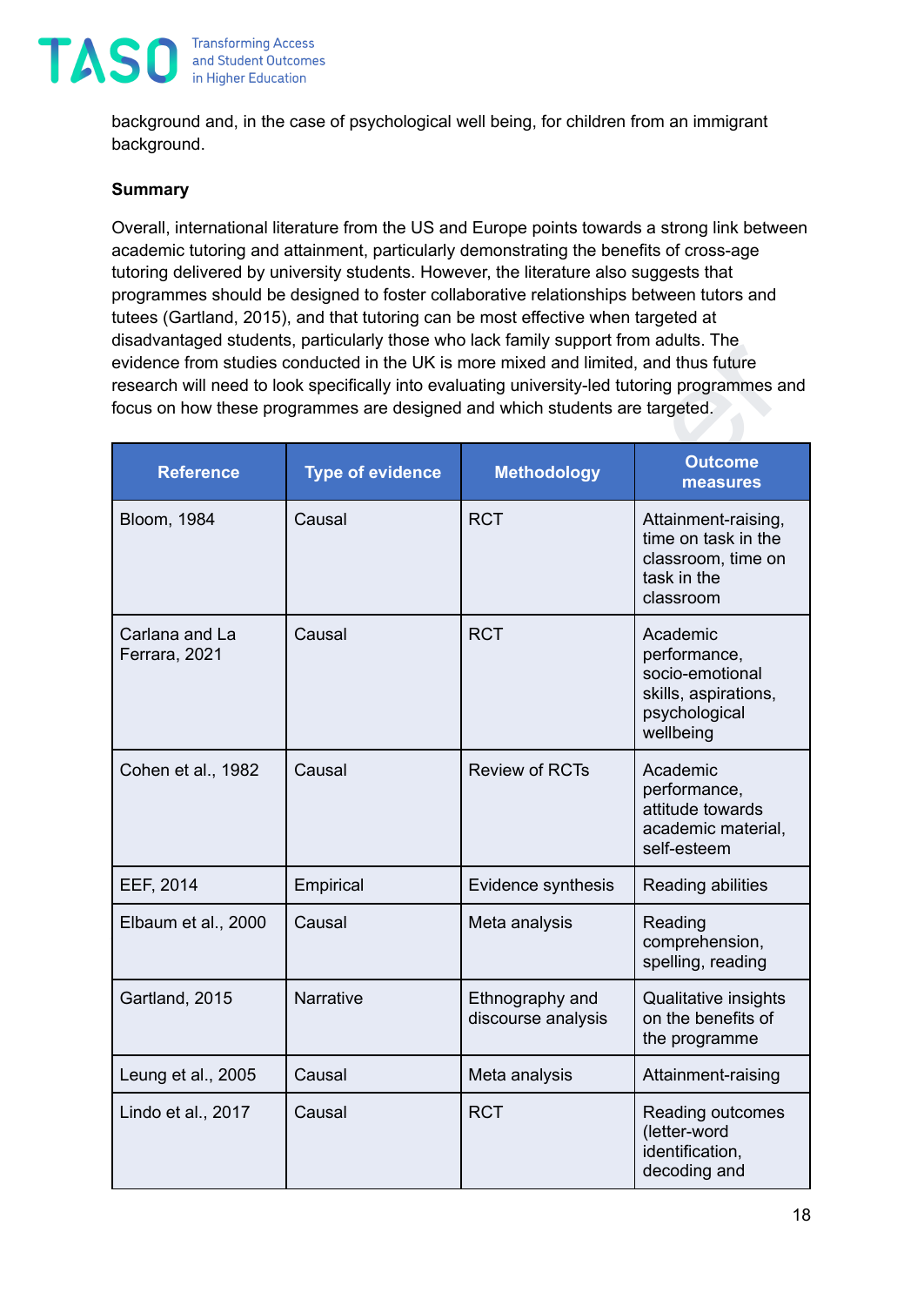background and, in the case of psychological well being, for children from an immigrant background.

**Summary**

Overall, international literature from the US and Europe points towards a strong link between academic tutoring and attainment, particularly demonstrating the benefits of cross-age tutoring delivered by university students. However, the literature also suggests that programmes should be designed to foster collaborative relationships between tutors and tutees (Gartland, 2015), and that tutoring can be most effective when targeted at disadvantaged students, particularly those who lack family support from adults. The evidence from studies conducted in the UK is more mixed and limited, and thus future research will need to look specifically into evaluating university-led tutoring programmes and focus on how these programmes are designed and which students are targeted.

| Reference | Type of evidence | Methodology | Outcome measures |
|---|---|---|---|
| Bloom, 1984 | Causal | RCT | Attainment-raising, time on task in the classroom, time on task in the classroom |
| Carlana and La Ferrara, 2021 | Causal | RCT | Academic performance, socio-emotional skills, aspirations, psychological wellbeing |
| Cohen et al., 1982 | Causal | Review of RCTs | Academic performance, attitude towards academic material, self-esteem |
| EEF, 2014 | Empirical | Evidence synthesis | Reading abilities |
| Elbaum et al., 2000 | Causal | Meta analysis | Reading comprehension, spelling, reading |
| Gartland, 2015 | Narrative | Ethnography and discourse analysis | Qualitative insights on the benefits of the programme |
| Leung et al., 2005 | Causal | Meta analysis | Attainment-raising |
| Lindo et al., 2017 | Causal | RCT | Reading outcomes (letter-word identification, decoding and |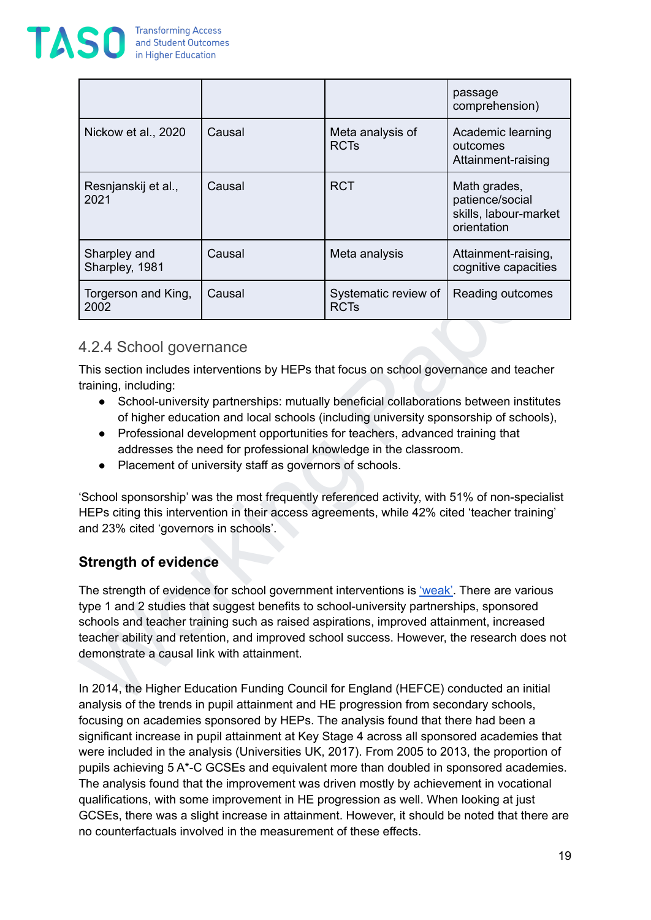| | | | passage comprehension) |
|---|---|---|---|
| Nickow et al., 2020 | Causal | Meta analysis of RCTs | Academic learning outcomes Attainment-raising |
| Resnjanskij et al., 2021 | Causal | RCT | Math grades, patience/social skills, labour-market orientation |
| Sharpley and Sharpley, 1981 | Causal | Meta analysis | Attainment-raising, cognitive capacities |
| Torgerson and King, 2002 | Causal | Systematic review of RCTs | Reading outcomes |

### 4.2.4 School governance

This section includes interventions by HEPs that focus on school governance and teacher training, including:

- School-university partnerships: mutually beneficial collaborations between institutes of higher education and local schools (including university sponsorship of schools),
- Professional development opportunities for teachers, advanced training that addresses the need for professional knowledge in the classroom.
- Placement of university staff as governors of schools.

'School sponsorship' was the most frequently referenced activity, with 51% of non-specialist HEPs citing this intervention in their access agreements, while 42% cited 'teacher training' and 23% cited 'governors in schools'.

#### Strength of evidence

The strength of evidence for school government interventions is 'weak'. There are various type 1 and 2 studies that suggest benefits to school-university partnerships, sponsored schools and teacher training such as raised aspirations, improved attainment, increased teacher ability and retention, and improved school success. However, the research does not demonstrate a causal link with attainment.

In 2014, the Higher Education Funding Council for England (HEFCE) conducted an initial analysis of the trends in pupil attainment and HE progression from secondary schools, focusing on academies sponsored by HEPs. The analysis found that there had been a significant increase in pupil attainment at Key Stage 4 across all sponsored academies that were included in the analysis (Universities UK, 2017). From 2005 to 2013, the proportion of pupils achieving 5 A*-C GCSEs and equivalent more than doubled in sponsored academies. The analysis found that the improvement was driven mostly by achievement in vocational qualifications, with some improvement in HE progression as well. When looking at just GCSEs, there was a slight increase in attainment. However, it should be noted that there are no counterfactuals involved in the measurement of these effects.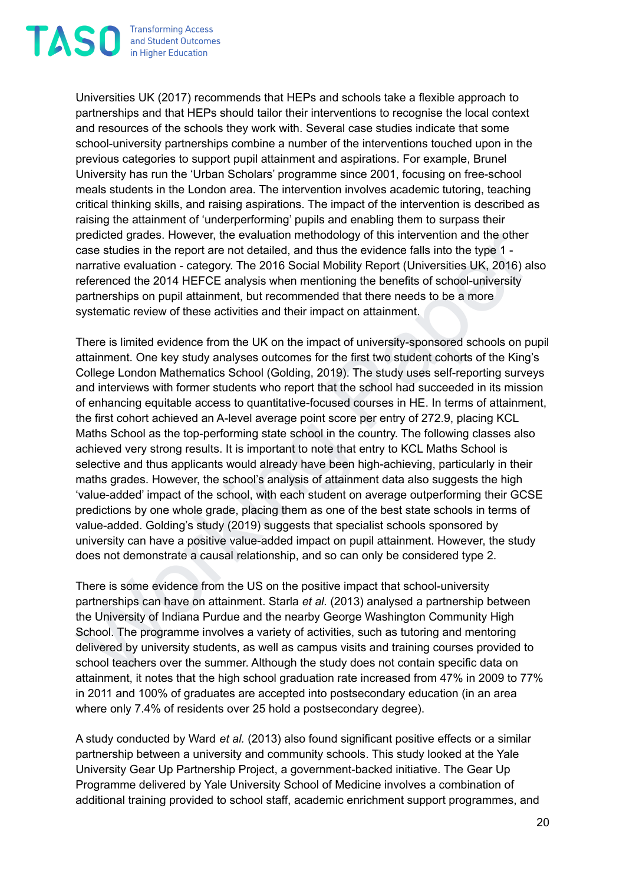Universities UK (2017) recommends that HEPs and schools take a flexible approach to partnerships and that HEPs should tailor their interventions to recognise the local context and resources of the schools they work with. Several case studies indicate that some school-university partnerships combine a number of the interventions touched upon in the previous categories to support pupil attainment and aspirations. For example, Brunel University has run the 'Urban Scholars' programme since 2001, focusing on free-school meals students in the London area. The intervention involves academic tutoring, teaching critical thinking skills, and raising aspirations. The impact of the intervention is described as raising the attainment of 'underperforming' pupils and enabling them to surpass their predicted grades. However, the evaluation methodology of this intervention and the other case studies in the report are not detailed, and thus the evidence falls into the type 1 - narrative evaluation - category. The 2016 Social Mobility Report (Universities UK, 2016) also referenced the 2014 HEFCE analysis when mentioning the benefits of school-university partnerships on pupil attainment, but recommended that there needs to be a more systematic review of these activities and their impact on attainment.

There is limited evidence from the UK on the impact of university-sponsored schools on pupil attainment. One key study analyses outcomes for the first two student cohorts of the King's College London Mathematics School (Golding, 2019). The study uses self-reporting surveys and interviews with former students who report that the school had succeeded in its mission of enhancing equitable access to quantitative-focused courses in HE. In terms of attainment, the first cohort achieved an A-level average point score per entry of 272.9, placing KCL Maths School as the top-performing state school in the country. The following classes also achieved very strong results. It is important to note that entry to KCL Maths School is selective and thus applicants would already have been high-achieving, particularly in their maths grades. However, the school's analysis of attainment data also suggests the high 'value-added' impact of the school, with each student on average outperforming their GCSE predictions by one whole grade, placing them as one of the best state schools in terms of value-added. Golding's study (2019) suggests that specialist schools sponsored by university can have a positive value-added impact on pupil attainment. However, the study does not demonstrate a causal relationship, and so can only be considered type 2.

There is some evidence from the US on the positive impact that school-university partnerships can have on attainment. Starla *et al.* (2013) analysed a partnership between the University of Indiana Purdue and the nearby George Washington Community High School. The programme involves a variety of activities, such as tutoring and mentoring delivered by university students, as well as campus visits and training courses provided to school teachers over the summer. Although the study does not contain specific data on attainment, it notes that the high school graduation rate increased from 47% in 2009 to 77% in 2011 and 100% of graduates are accepted into postsecondary education (in an area where only 7.4% of residents over 25 hold a postsecondary degree).

A study conducted by Ward *et al.* (2013) also found significant positive effects or a similar partnership between a university and community schools. This study looked at the Yale University Gear Up Partnership Project, a government-backed initiative. The Gear Up Programme delivered by Yale University School of Medicine involves a combination of additional training provided to school staff, academic enrichment support programmes, and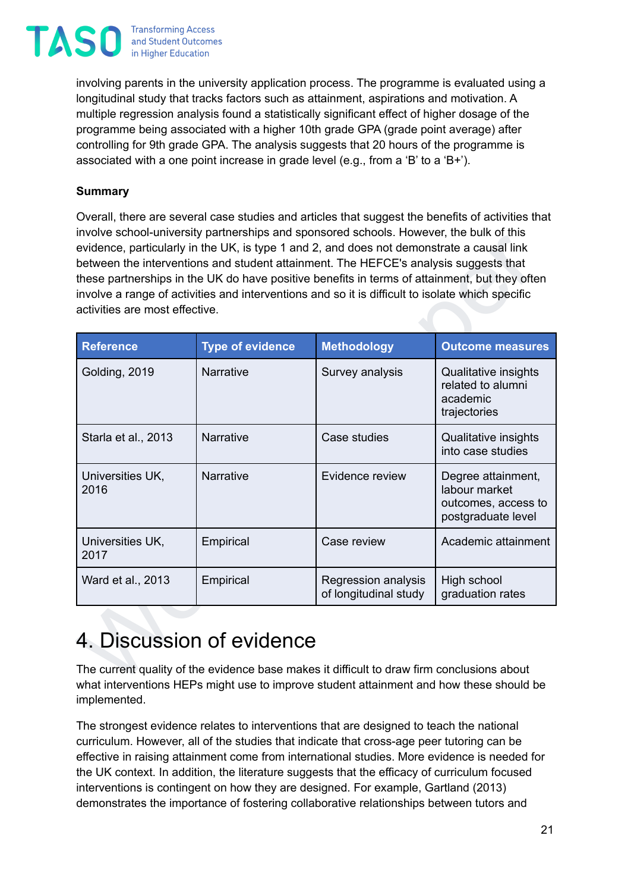involving parents in the university application process. The programme is evaluated using a longitudinal study that tracks factors such as attainment, aspirations and motivation. A multiple regression analysis found a statistically significant effect of higher dosage of the programme being associated with a higher 10th grade GPA (grade point average) after controlling for 9th grade GPA. The analysis suggests that 20 hours of the programme is associated with a one point increase in grade level (e.g., from a 'B' to a 'B+').

**Summary**

Overall, there are several case studies and articles that suggest the benefits of activities that involve school-university partnerships and sponsored schools. However, the bulk of this evidence, particularly in the UK, is type 1 and 2, and does not demonstrate a causal link between the interventions and student attainment. The HEFCE's analysis suggests that these partnerships in the UK do have positive benefits in terms of attainment, but they often involve a range of activities and interventions and so it is difficult to isolate which specific activities are most effective.

| Reference | Type of evidence | Methodology | Outcome measures |
|---|---|---|---|
| Golding, 2019 | Narrative | Survey analysis | Qualitative insights related to alumni academic trajectories |
| Starla et al., 2013 | Narrative | Case studies | Qualitative insights into case studies |
| Universities UK, 2016 | Narrative | Evidence review | Degree attainment, labour market outcomes, access to postgraduate level |
| Universities UK, 2017 | Empirical | Case review | Academic attainment |
| Ward et al., 2013 | Empirical | Regression analysis of longitudinal study | High school graduation rates |

# 4. Discussion of evidence

The current quality of the evidence base makes it difficult to draw firm conclusions about what interventions HEPs might use to improve student attainment and how these should be implemented.

The strongest evidence relates to interventions that are designed to teach the national curriculum. However, all of the studies that indicate that cross-age peer tutoring can be effective in raising attainment come from international studies. More evidence is needed for the UK context. In addition, the literature suggests that the efficacy of curriculum focused interventions is contingent on how they are designed. For example, Gartland (2013) demonstrates the importance of fostering collaborative relationships between tutors and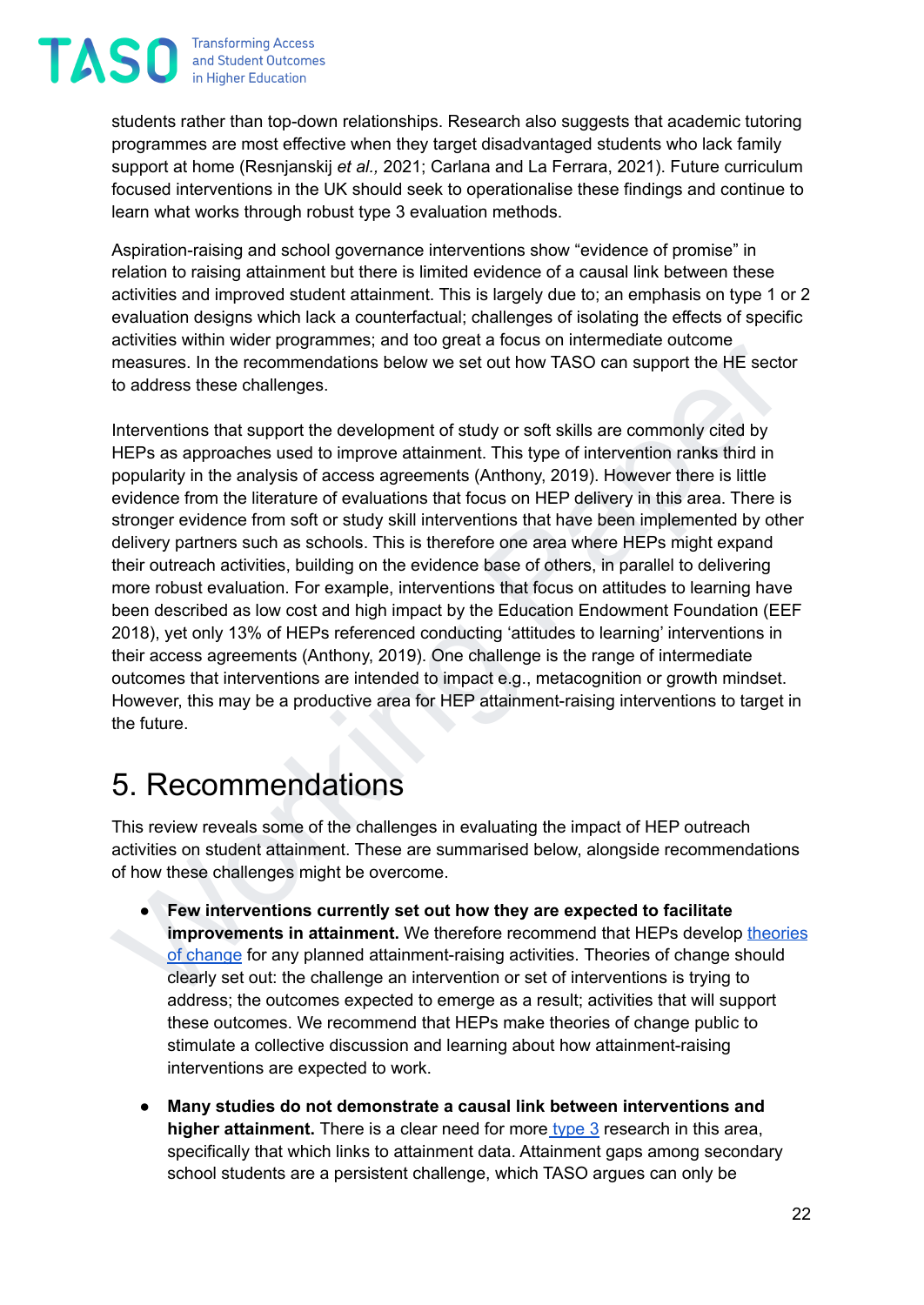students rather than top-down relationships. Research also suggests that academic tutoring programmes are most effective when they target disadvantaged students who lack family support at home (Resnjanskij *et al.,* 2021; Carlana and La Ferrara, 2021). Future curriculum focused interventions in the UK should seek to operationalise these findings and continue to learn what works through robust type 3 evaluation methods.

Aspiration-raising and school governance interventions show "evidence of promise" in relation to raising attainment but there is limited evidence of a causal link between these activities and improved student attainment. This is largely due to; an emphasis on type 1 or 2 evaluation designs which lack a counterfactual; challenges of isolating the effects of specific activities within wider programmes; and too great a focus on intermediate outcome measures. In the recommendations below we set out how TASO can support the HE sector to address these challenges.

Interventions that support the development of study or soft skills are commonly cited by HEPs as approaches used to improve attainment. This type of intervention ranks third in popularity in the analysis of access agreements (Anthony, 2019). However there is little evidence from the literature of evaluations that focus on HEP delivery in this area. There is stronger evidence from soft or study skill interventions that have been implemented by other delivery partners such as schools. This is therefore one area where HEPs might expand their outreach activities, building on the evidence base of others, in parallel to delivering more robust evaluation. For example, interventions that focus on attitudes to learning have been described as low cost and high impact by the Education Endowment Foundation (EEF 2018), yet only 13% of HEPs referenced conducting 'attitudes to learning' interventions in their access agreements (Anthony, 2019). One challenge is the range of intermediate outcomes that interventions are intended to impact e.g., metacognition or growth mindset. However, this may be a productive area for HEP attainment-raising interventions to target in the future.

# 5. Recommendations

This review reveals some of the challenges in evaluating the impact of HEP outreach activities on student attainment. These are summarised below, alongside recommendations of how these challenges might be overcome.

- **Few interventions currently set out how they are expected to facilitate improvements in attainment.** We therefore recommend that HEPs develop theories of change for any planned attainment-raising activities. Theories of change should clearly set out: the challenge an intervention or set of interventions is trying to address; the outcomes expected to emerge as a result; activities that will support these outcomes. We recommend that HEPs make theories of change public to stimulate a collective discussion and learning about how attainment-raising interventions are expected to work.

- **Many studies do not demonstrate a causal link between interventions and higher attainment.** There is a clear need for more type 3 research in this area, specifically that which links to attainment data. Attainment gaps among secondary school students are a persistent challenge, which TASO argues can only be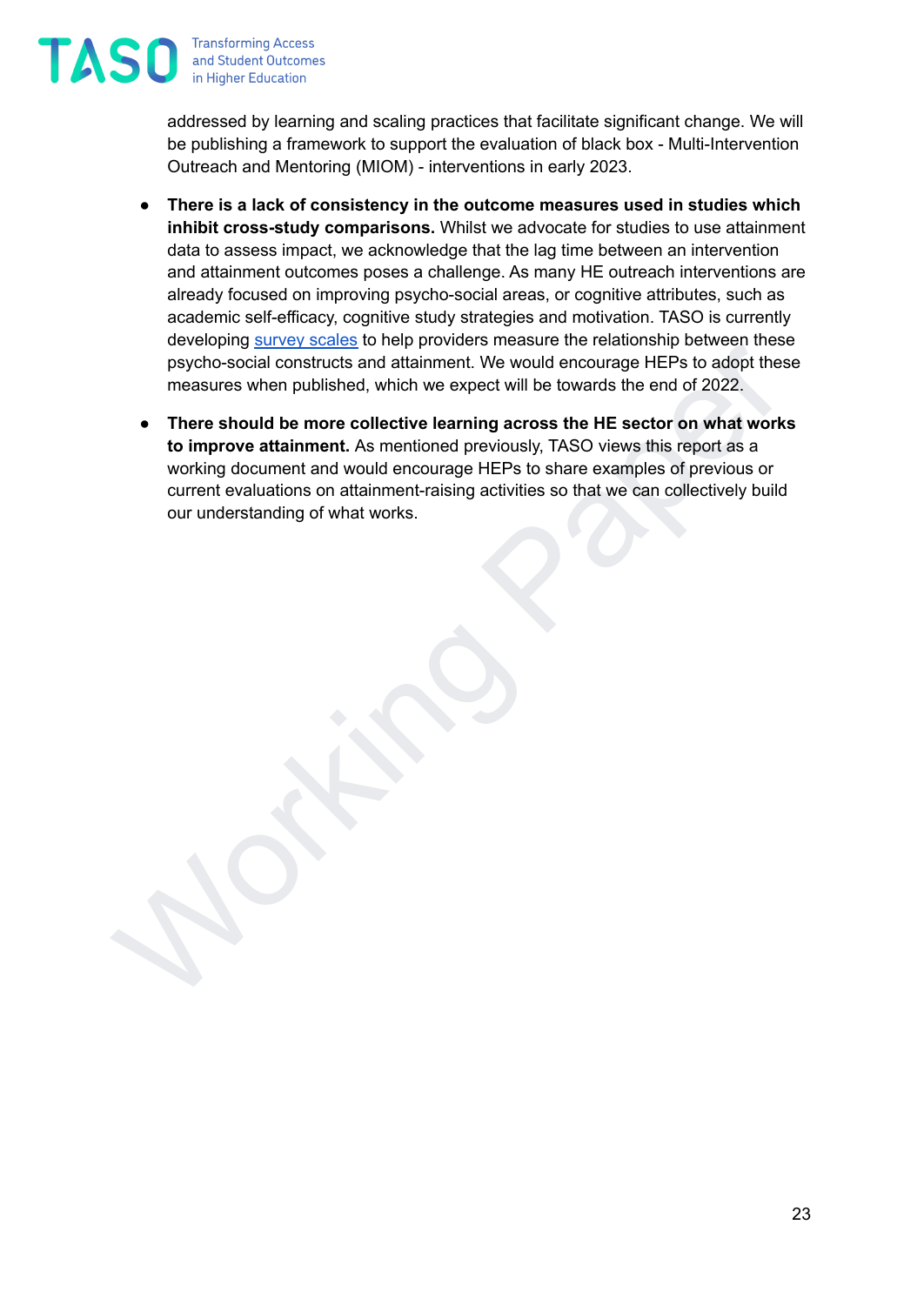addressed by learning and scaling practices that facilitate significant change. We will be publishing a framework to support the evaluation of black box - Multi-Intervention Outreach and Mentoring (MIOM) - interventions in early 2023.

- **There is a lack of consistency in the outcome measures used in studies which inhibit cross-study comparisons.** Whilst we advocate for studies to use attainment data to assess impact, we acknowledge that the lag time between an intervention and attainment outcomes poses a challenge. As many HE outreach interventions are already focused on improving psycho-social areas, or cognitive attributes, such as academic self-efficacy, cognitive study strategies and motivation. TASO is currently developing [survey scales] to help providers measure the relationship between these psycho-social constructs and attainment. We would encourage HEPs to adopt these measures when published, which we expect will be towards the end of 2022.
- **There should be more collective learning across the HE sector on what works to improve attainment.** As mentioned previously, TASO views this report as a working document and would encourage HEPs to share examples of previous or current evaluations on attainment-raising activities so that we can collectively build our understanding of what works.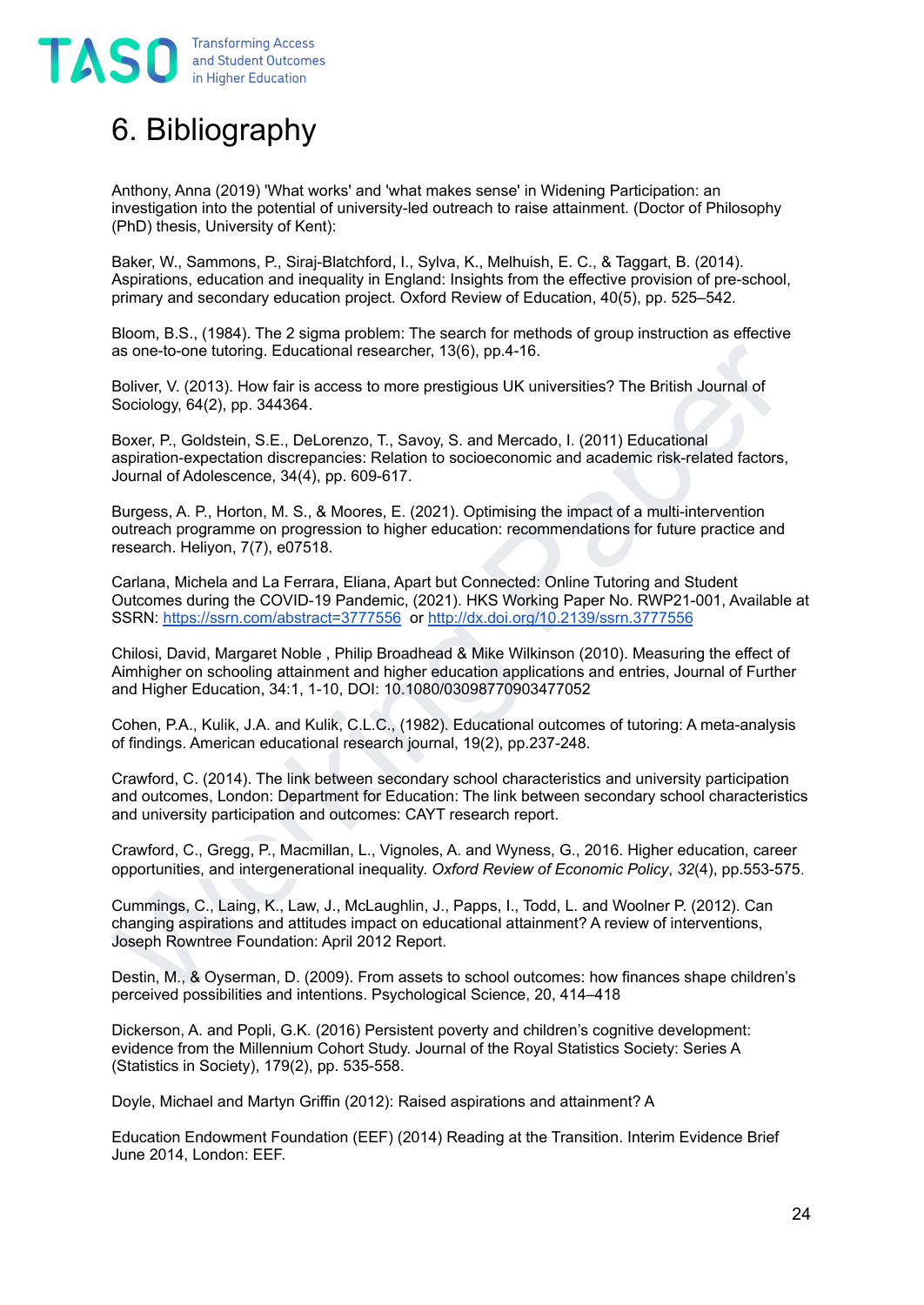# 6. Bibliography

Anthony, Anna (2019) 'What works' and 'what makes sense' in Widening Participation: an investigation into the potential of university-led outreach to raise attainment. (Doctor of Philosophy (PhD) thesis, University of Kent):

Baker, W., Sammons, P., Siraj-Blatchford, I., Sylva, K., Melhuish, E. C., & Taggart, B. (2014). Aspirations, education and inequality in England: Insights from the effective provision of pre-school, primary and secondary education project. Oxford Review of Education, 40(5), pp. 525–542.

Bloom, B.S., (1984). The 2 sigma problem: The search for methods of group instruction as effective as one-to-one tutoring. Educational researcher, 13(6), pp.4-16.

Boliver, V. (2013). How fair is access to more prestigious UK universities? The British Journal of Sociology, 64(2), pp. 344364.

Boxer, P., Goldstein, S.E., DeLorenzo, T., Savoy, S. and Mercado, I. (2011) Educational aspiration-expectation discrepancies: Relation to socioeconomic and academic risk-related factors, Journal of Adolescence, 34(4), pp. 609-617.

Burgess, A. P., Horton, M. S., & Moores, E. (2021). Optimising the impact of a multi-intervention outreach programme on progression to higher education: recommendations for future practice and research. Heliyon, 7(7), e07518.

Carlana, Michela and La Ferrara, Eliana, Apart but Connected: Online Tutoring and Student Outcomes during the COVID-19 Pandemic, (2021). HKS Working Paper No. RWP21-001, Available at SSRN: https://ssrn.com/abstract=3777556 or http://dx.doi.org/10.2139/ssrn.3777556

Chilosi, David, Margaret Noble , Philip Broadhead & Mike Wilkinson (2010). Measuring the effect of Aimhigher on schooling attainment and higher education applications and entries, Journal of Further and Higher Education, 34:1, 1-10, DOI: 10.1080/03098770903477052

Cohen, P.A., Kulik, J.A. and Kulik, C.L.C., (1982). Educational outcomes of tutoring: A meta-analysis of findings. American educational research journal, 19(2), pp.237-248.

Crawford, C. (2014). The link between secondary school characteristics and university participation and outcomes, London: Department for Education: The link between secondary school characteristics and university participation and outcomes: CAYT research report.

Crawford, C., Gregg, P., Macmillan, L., Vignoles, A. and Wyness, G., 2016. Higher education, career opportunities, and intergenerational inequality. *Oxford Review of Economic Policy*, *32*(4), pp.553-575.

Cummings, C., Laing, K., Law, J., McLaughlin, J., Papps, I., Todd, L. and Woolner P. (2012). Can changing aspirations and attitudes impact on educational attainment? A review of interventions, Joseph Rowntree Foundation: April 2012 Report.

Destin, M., & Oyserman, D. (2009). From assets to school outcomes: how finances shape children's perceived possibilities and intentions. Psychological Science, 20, 414–418

Dickerson, A. and Popli, G.K. (2016) Persistent poverty and children's cognitive development: evidence from the Millennium Cohort Study. Journal of the Royal Statistics Society: Series A (Statistics in Society), 179(2), pp. 535-558.

Doyle, Michael and Martyn Griffin (2012): Raised aspirations and attainment? A

Education Endowment Foundation (EEF) (2014) Reading at the Transition. Interim Evidence Brief June 2014, London: EEF.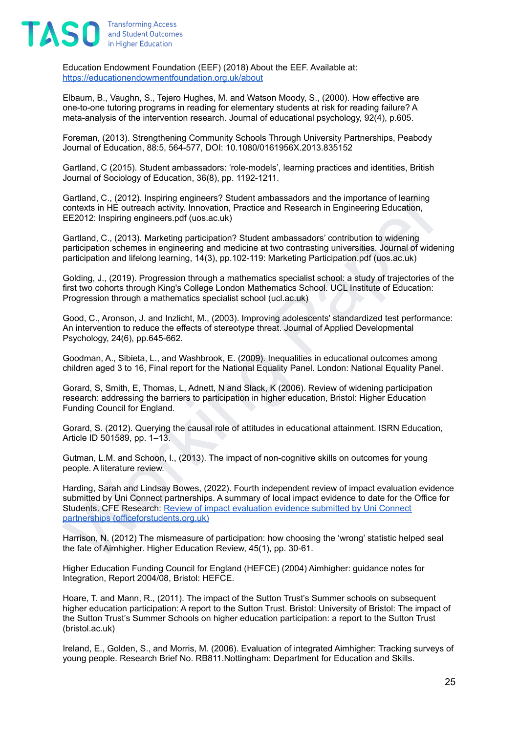Education Endowment Foundation (EEF) (2018) About the EEF. Available at: [https://educationendowmentfoundation.org.uk/about](https://educationendowmentfoundation.org.uk/about)

Elbaum, B., Vaughn, S., Tejero Hughes, M. and Watson Moody, S., (2000). How effective are one-to-one tutoring programs in reading for elementary students at risk for reading failure? A meta-analysis of the intervention research. Journal of educational psychology, 92(4), p.605.

Foreman, (2013). Strengthening Community Schools Through University Partnerships, Peabody Journal of Education, 88:5, 564-577, DOI: 10.1080/0161956X.2013.835152

Gartland, C (2015). Student ambassadors: 'role-models', learning practices and identities, British Journal of Sociology of Education, 36(8), pp. 1192-1211.

Gartland, C., (2012). Inspiring engineers? Student ambassadors and the importance of learning contexts in HE outreach activity. Innovation, Practice and Research in Engineering Education, EE2012: Inspiring engineers.pdf (uos.ac.uk)

Gartland, C., (2013). Marketing participation? Student ambassadors' contribution to widening participation schemes in engineering and medicine at two contrasting universities. Journal of widening participation and lifelong learning, 14(3), pp.102-119: Marketing Participation.pdf (uos.ac.uk)

Golding, J., (2019). Progression through a mathematics specialist school: a study of trajectories of the first two cohorts through King's College London Mathematics School. UCL Institute of Education: Progression through a mathematics specialist school (ucl.ac.uk)

Good, C., Aronson, J. and Inzlicht, M., (2003). Improving adolescents' standardized test performance: An intervention to reduce the effects of stereotype threat. Journal of Applied Developmental Psychology, 24(6), pp.645-662.

Goodman, A., Sibieta, L., and Washbrook, E. (2009). Inequalities in educational outcomes among children aged 3 to 16, Final report for the National Equality Panel. London: National Equality Panel.

Gorard, S, Smith, E, Thomas, L, Adnett, N and Slack, K (2006). Review of widening participation research: addressing the barriers to participation in higher education, Bristol: Higher Education Funding Council for England.

Gorard, S. (2012). Querying the causal role of attitudes in educational attainment. ISRN Education, Article ID 501589, pp. 1–13.

Gutman, L.M. and Schoon, I., (2013). The impact of non-cognitive skills on outcomes for young people. A literature review.

Harding, Sarah and Lindsay Bowes, (2022). Fourth independent review of impact evaluation evidence submitted by Uni Connect partnerships. A summary of local impact evidence to date for the Office for Students. CFE Research: [Review of impact evaluation evidence submitted by Uni Connect partnerships (officeforstudents.org.uk)](https://www.officeforstudents.org.uk)

Harrison, N. (2012) The mismeasure of participation: how choosing the 'wrong' statistic helped seal the fate of Aimhigher. Higher Education Review, 45(1), pp. 30-61.

Higher Education Funding Council for England (HEFCE) (2004) Aimhigher: guidance notes for Integration, Report 2004/08, Bristol: HEFCE.

Hoare, T. and Mann, R., (2011). The impact of the Sutton Trust's Summer schools on subsequent higher education participation: A report to the Sutton Trust. Bristol: University of Bristol: The impact of the Sutton Trust's Summer Schools on higher education participation: a report to the Sutton Trust (bristol.ac.uk)

Ireland, E., Golden, S., and Morris, M. (2006). Evaluation of integrated Aimhigher: Tracking surveys of young people. Research Brief No. RB811.Nottingham: Department for Education and Skills.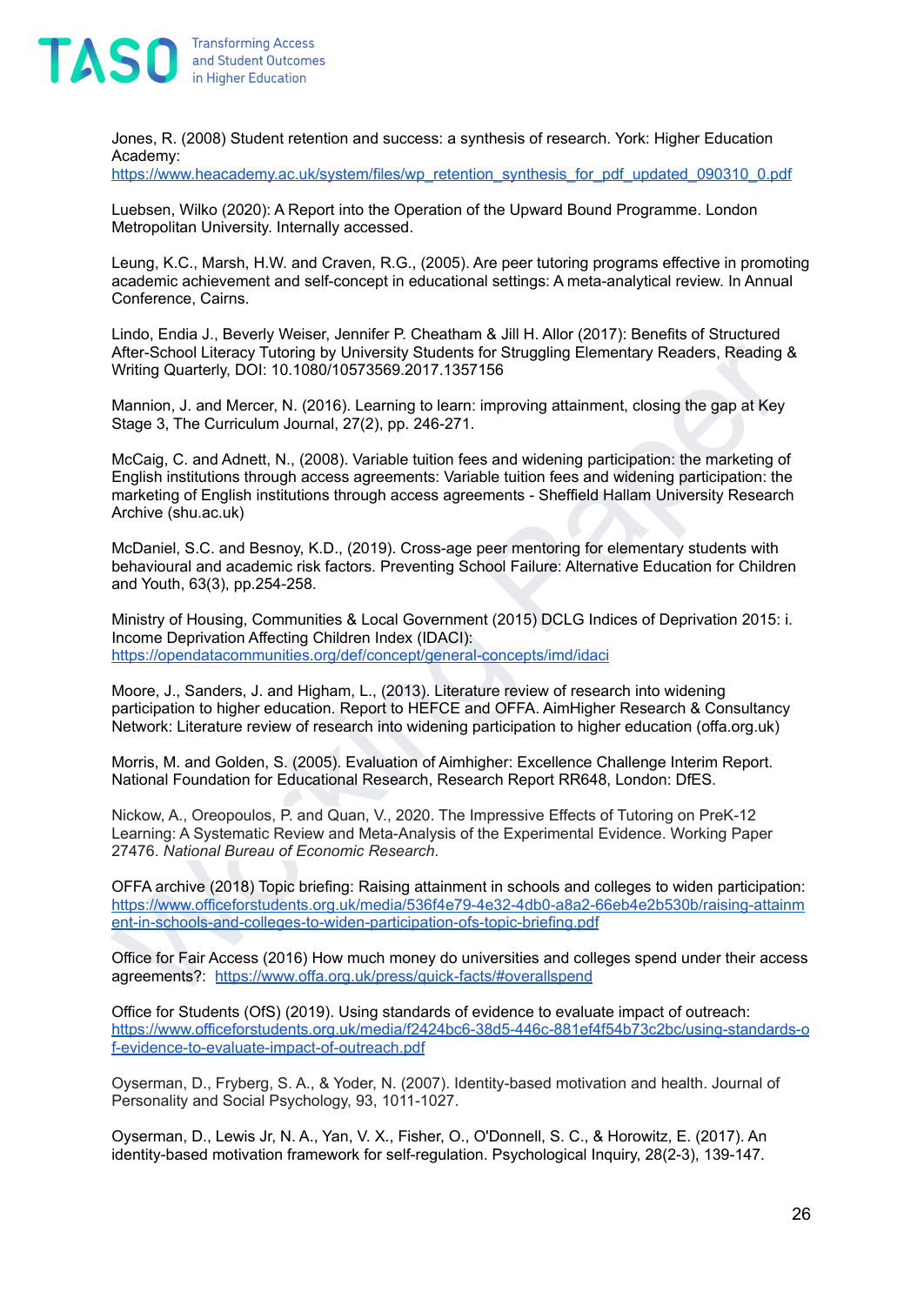Jones, R. (2008) Student retention and success: a synthesis of research. York: Higher Education Academy: https://www.heacademy.ac.uk/system/files/wp_retention_synthesis_for_pdf_updated_090310_0.pdf

Luebsen, Wilko (2020): A Report into the Operation of the Upward Bound Programme. London Metropolitan University. Internally accessed.

Leung, K.C., Marsh, H.W. and Craven, R.G., (2005). Are peer tutoring programs effective in promoting academic achievement and self-concept in educational settings: A meta-analytical review. In Annual Conference, Cairns.

Lindo, Endia J., Beverly Weiser, Jennifer P. Cheatham & Jill H. Allor (2017): Benefits of Structured After-School Literacy Tutoring by University Students for Struggling Elementary Readers, Reading & Writing Quarterly, DOI: 10.1080/10573569.2017.1357156

Mannion, J. and Mercer, N. (2016). Learning to learn: improving attainment, closing the gap at Key Stage 3, The Curriculum Journal, 27(2), pp. 246-271.

McCaig, C. and Adnett, N., (2008). Variable tuition fees and widening participation: the marketing of English institutions through access agreements: Variable tuition fees and widening participation: the marketing of English institutions through access agreements - Sheffield Hallam University Research Archive (shu.ac.uk)

McDaniel, S.C. and Besnoy, K.D., (2019). Cross-age peer mentoring for elementary students with behavioural and academic risk factors. Preventing School Failure: Alternative Education for Children and Youth, 63(3), pp.254-258.

Ministry of Housing, Communities & Local Government (2015) DCLG Indices of Deprivation 2015: i. Income Deprivation Affecting Children Index (IDACI): https://opendatacommunities.org/def/concept/general-concepts/imd/idaci

Moore, J., Sanders, J. and Higham, L., (2013). Literature review of research into widening participation to higher education. Report to HEFCE and OFFA. AimHigher Research & Consultancy Network: Literature review of research into widening participation to higher education (offa.org.uk)

Morris, M. and Golden, S. (2005). Evaluation of Aimhigher: Excellence Challenge Interim Report. National Foundation for Educational Research, Research Report RR648, London: DfES.

Nickow, A., Oreopoulos, P. and Quan, V., 2020. The Impressive Effects of Tutoring on PreK-12 Learning: A Systematic Review and Meta-Analysis of the Experimental Evidence. Working Paper 27476. *National Bureau of Economic Research*.

OFFA archive (2018) Topic briefing: Raising attainment in schools and colleges to widen participation: https://www.officeforstudents.org.uk/media/536f4e79-4e32-4db0-a8a2-66eb4e2b530b/raising-attainment-in-schools-and-colleges-to-widen-participation-ofs-topic-briefing.pdf

Office for Fair Access (2016) How much money do universities and colleges spend under their access agreements?: https://www.offa.org.uk/press/quick-facts/#overallspend

Office for Students (OfS) (2019). Using standards of evidence to evaluate impact of outreach: https://www.officeforstudents.org.uk/media/f2424bc6-38d5-446c-881ef4f54b73c2bc/using-standards-of-evidence-to-evaluate-impact-of-outreach.pdf

Oyserman, D., Fryberg, S. A., & Yoder, N. (2007). Identity-based motivation and health. Journal of Personality and Social Psychology, 93, 1011-1027.

Oyserman, D., Lewis Jr, N. A., Yan, V. X., Fisher, O., O'Donnell, S. C., & Horowitz, E. (2017). An identity-based motivation framework for self-regulation. Psychological Inquiry, 28(2-3), 139-147.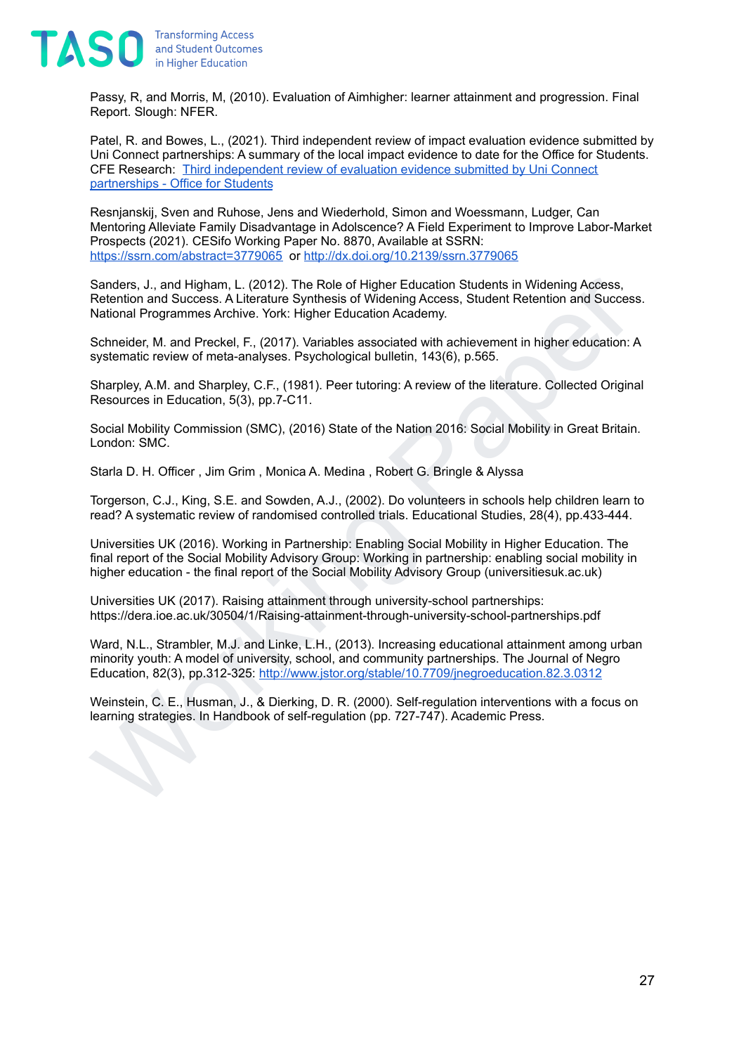Passy, R, and Morris, M, (2010). Evaluation of Aimhigher: learner attainment and progression. Final Report. Slough: NFER.

Patel, R. and Bowes, L., (2021). Third independent review of impact evaluation evidence submitted by Uni Connect partnerships: A summary of the local impact evidence to date for the Office for Students. CFE Research: [Third independent review of evaluation evidence submitted by Uni Connect partnerships - Office for Students]()

Resnjanskij, Sven and Ruhose, Jens and Wiederhold, Simon and Woessmann, Ludger, Can Mentoring Alleviate Family Disadvantage in Adolscence? A Field Experiment to Improve Labor-Market Prospects (2021). CESifo Working Paper No. 8870, Available at SSRN: https://ssrn.com/abstract=3779065 or http://dx.doi.org/10.2139/ssrn.3779065

Sanders, J., and Higham, L. (2012). The Role of Higher Education Students in Widening Access, Retention and Success. A Literature Synthesis of Widening Access, Student Retention and Success. National Programmes Archive. York: Higher Education Academy.

Schneider, M. and Preckel, F., (2017). Variables associated with achievement in higher education: A systematic review of meta-analyses. Psychological bulletin, 143(6), p.565.

Sharpley, A.M. and Sharpley, C.F., (1981). Peer tutoring: A review of the literature. Collected Original Resources in Education, 5(3), pp.7-C11.

Social Mobility Commission (SMC), (2016) State of the Nation 2016: Social Mobility in Great Britain. London: SMC.

Starla D. H. Officer , Jim Grim , Monica A. Medina , Robert G. Bringle & Alyssa

Torgerson, C.J., King, S.E. and Sowden, A.J., (2002). Do volunteers in schools help children learn to read? A systematic review of randomised controlled trials. Educational Studies, 28(4), pp.433-444.

Universities UK (2016). Working in Partnership: Enabling Social Mobility in Higher Education. The final report of the Social Mobility Advisory Group: Working in partnership: enabling social mobility in higher education - the final report of the Social Mobility Advisory Group (universitiesuk.ac.uk)

Universities UK (2017). Raising attainment through university-school partnerships: https://dera.ioe.ac.uk/30504/1/Raising-attainment-through-university-school-partnerships.pdf

Ward, N.L., Strambler, M.J. and Linke, L.H., (2013). Increasing educational attainment among urban minority youth: A model of university, school, and community partnerships. The Journal of Negro Education, 82(3), pp.312-325: http://www.jstor.org/stable/10.7709/jnegroeducation.82.3.0312

Weinstein, C. E., Husman, J., & Dierking, D. R. (2000). Self-regulation interventions with a focus on learning strategies. In Handbook of self-regulation (pp. 727-747). Academic Press.